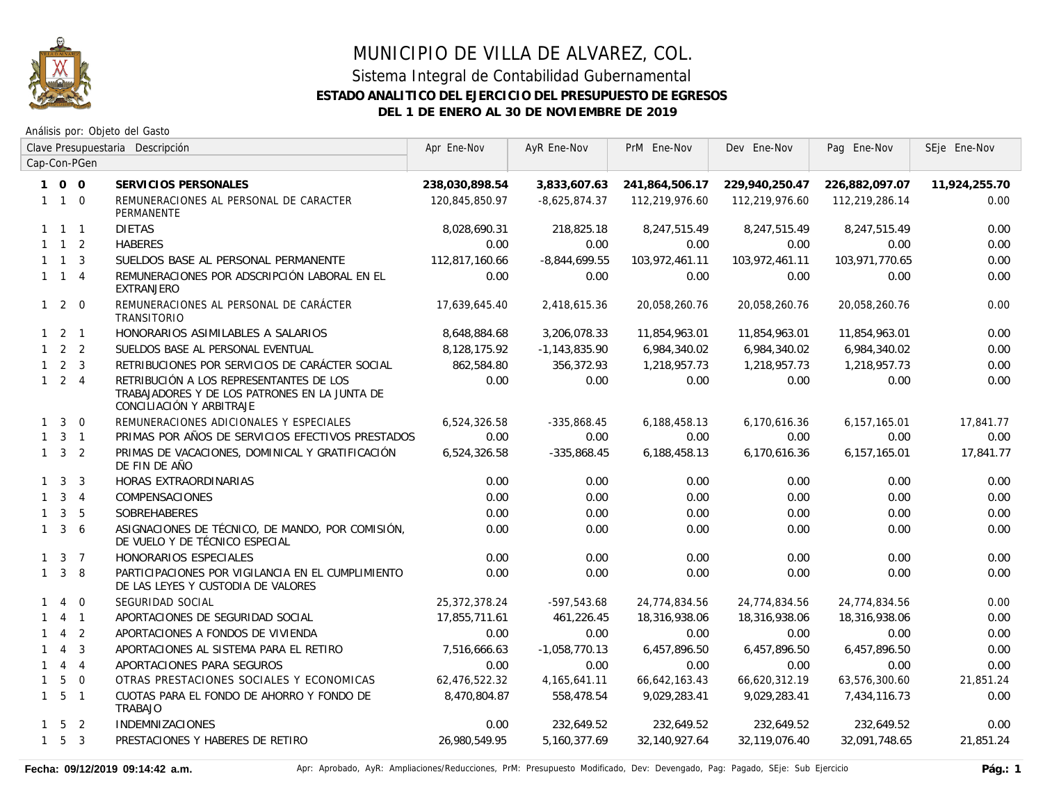# MUNICIPIO DE VILLA DE ALVAREZ, COL.

## Sistema Integral de Contabilidad Gubernamental

### ESTADO ANALITICO DEL EJERCICIO DEL PRESUPUESTO DE EGRESOS

### DEL 1 DE ENERO AL 30 DE NOVIEMBRE DE 2019

Análisis por: Objeto del Gasto

| Clave Presupuestaria Cap-Con-PGen | Descripción | Apr Ene-Nov | AyR Ene-Nov | PrM Ene-Nov | Dev Ene-Nov | Pag Ene-Nov | SEje Ene-Nov |
|---|---|---|---|---|---|---|---|
| **1 0 0** | **SERVICIOS PERSONALES** | **238,030,898.54** | **3,833,607.63** | **241,864,506.17** | **229,940,250.47** | **226,882,097.07** | **11,924,255.70** |
| 1 1 0 | REMUNERACIONES AL PERSONAL DE CARACTER PERMANENTE | 120,845,850.97 | -8,625,874.37 | 112,219,976.60 | 112,219,976.60 | 112,219,286.14 | 0.00 |
| 1 1 1 | DIETAS | 8,028,690.31 | 218,825.18 | 8,247,515.49 | 8,247,515.49 | 8,247,515.49 | 0.00 |
| 1 1 2 | HABERES | 0.00 | 0.00 | 0.00 | 0.00 | 0.00 | 0.00 |
| 1 1 3 | SUELDOS BASE AL PERSONAL PERMANENTE | 112,817,160.66 | -8,844,699.55 | 103,972,461.11 | 103,972,461.11 | 103,971,770.65 | 0.00 |
| 1 1 4 | REMUNERACIONES POR ADSCRIPCIÓN LABORAL EN EL EXTRANJERO | 0.00 | 0.00 | 0.00 | 0.00 | 0.00 | 0.00 |
| 1 2 0 | REMUNERACIONES AL PERSONAL DE CARÁCTER TRANSITORIO | 17,639,645.40 | 2,418,615.36 | 20,058,260.76 | 20,058,260.76 | 20,058,260.76 | 0.00 |
| 1 2 1 | HONORARIOS ASIMILABLES A SALARIOS | 8,648,884.68 | 3,206,078.33 | 11,854,963.01 | 11,854,963.01 | 11,854,963.01 | 0.00 |
| 1 2 2 | SUELDOS BASE AL PERSONAL EVENTUAL | 8,128,175.92 | -1,143,835.90 | 6,984,340.02 | 6,984,340.02 | 6,984,340.02 | 0.00 |
| 1 2 3 | RETRIBUCIONES POR SERVICIOS DE CARÁCTER SOCIAL | 862,584.80 | 356,372.93 | 1,218,957.73 | 1,218,957.73 | 1,218,957.73 | 0.00 |
| 1 2 4 | RETRIBUCIÓN A LOS REPRESENTANTES DE LOS TRABAJADORES Y DE LOS PATRONES EN LA JUNTA DE CONCILIACIÓN Y ARBITRAJE | 0.00 | 0.00 | 0.00 | 0.00 | 0.00 | 0.00 |
| 1 3 0 | REMUNERACIONES ADICIONALES Y ESPECIALES | 6,524,326.58 | -335,868.45 | 6,188,458.13 | 6,170,616.36 | 6,157,165.01 | 17,841.77 |
| 1 3 1 | PRIMAS POR AÑOS DE SERVICIOS EFECTIVOS PRESTADOS | 0.00 | 0.00 | 0.00 | 0.00 | 0.00 | 0.00 |
| 1 3 2 | PRIMAS DE VACACIONES, DOMINICAL Y GRATIFICACIÓN DE FIN DE AÑO | 6,524,326.58 | -335,868.45 | 6,188,458.13 | 6,170,616.36 | 6,157,165.01 | 17,841.77 |
| 1 3 3 | HORAS EXTRAORDINARIAS | 0.00 | 0.00 | 0.00 | 0.00 | 0.00 | 0.00 |
| 1 3 4 | COMPENSACIONES | 0.00 | 0.00 | 0.00 | 0.00 | 0.00 | 0.00 |
| 1 3 5 | SOBREHABERES | 0.00 | 0.00 | 0.00 | 0.00 | 0.00 | 0.00 |
| 1 3 6 | ASIGNACIONES DE TÉCNICO, DE MANDO, POR COMISIÓN, DE VUELO Y DE TÉCNICO ESPECIAL | 0.00 | 0.00 | 0.00 | 0.00 | 0.00 | 0.00 |
| 1 3 7 | HONORARIOS ESPECIALES | 0.00 | 0.00 | 0.00 | 0.00 | 0.00 | 0.00 |
| 1 3 8 | PARTICIPACIONES POR VIGILANCIA EN EL CUMPLIMIENTO DE LAS LEYES Y CUSTODIA DE VALORES | 0.00 | 0.00 | 0.00 | 0.00 | 0.00 | 0.00 |
| 1 4 0 | SEGURIDAD SOCIAL | 25,372,378.24 | -597,543.68 | 24,774,834.56 | 24,774,834.56 | 24,774,834.56 | 0.00 |
| 1 4 1 | APORTACIONES DE SEGURIDAD SOCIAL | 17,855,711.61 | 461,226.45 | 18,316,938.06 | 18,316,938.06 | 18,316,938.06 | 0.00 |
| 1 4 2 | APORTACIONES A FONDOS DE VIVIENDA | 0.00 | 0.00 | 0.00 | 0.00 | 0.00 | 0.00 |
| 1 4 3 | APORTACIONES AL SISTEMA PARA EL RETIRO | 7,516,666.63 | -1,058,770.13 | 6,457,896.50 | 6,457,896.50 | 6,457,896.50 | 0.00 |
| 1 4 4 | APORTACIONES PARA SEGUROS | 0.00 | 0.00 | 0.00 | 0.00 | 0.00 | 0.00 |
| 1 5 0 | OTRAS PRESTACIONES SOCIALES Y ECONOMICAS | 62,476,522.32 | 4,165,641.11 | 66,642,163.43 | 66,620,312.19 | 63,576,300.60 | 21,851.24 |
| 1 5 1 | CUOTAS PARA EL FONDO DE AHORRO Y FONDO DE TRABAJO | 8,470,804.87 | 558,478.54 | 9,029,283.41 | 9,029,283.41 | 7,434,116.73 | 0.00 |
| 1 5 2 | INDEMNIZACIONES | 0.00 | 232,649.52 | 232,649.52 | 232,649.52 | 232,649.52 | 0.00 |
| 1 5 3 | PRESTACIONES Y HABERES DE RETIRO | 26,980,549.95 | 5,160,377.69 | 32,140,927.64 | 32,119,076.40 | 32,091,748.65 | 21,851.24 |

Fecha: 09/12/2019 09:14:42 a.m. Apr: Aprobado, AyR: Ampliaciones/Reducciones, PrM: Presupuesto Modificado, Dev: Devengado, Pag: Pagado, SEje: Sub Ejercicio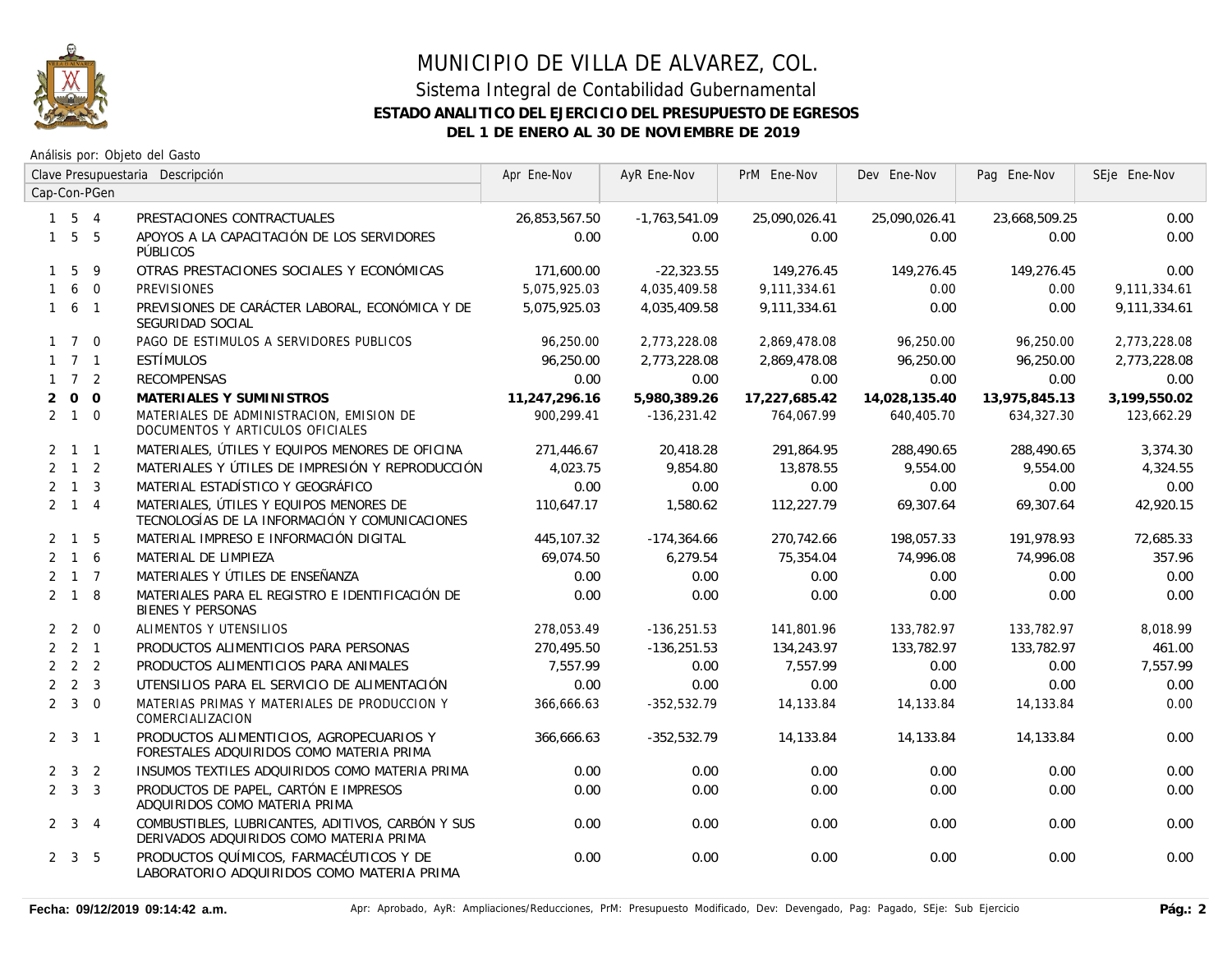# MUNICIPIO DE VILLA DE ALVAREZ, COL.

## Sistema Integral de Contabilidad Gubernamental

### ESTADO ANALITICO DEL EJERCICIO DEL PRESUPUESTO DE EGRESOS

### DEL 1 DE ENERO AL 30 DE NOVIEMBRE DE 2019

Análisis por: Objeto del Gasto

| Clave Presupuestaria Cap-Con-PGen | Descripción | Apr Ene-Nov | AyR Ene-Nov | PrM Ene-Nov | Dev Ene-Nov | Pag Ene-Nov | SEje Ene-Nov |
|---|---|---|---|---|---|---|---|
| 1 5 4 | PRESTACIONES CONTRACTUALES | 26,853,567.50 | -1,763,541.09 | 25,090,026.41 | 25,090,026.41 | 23,668,509.25 | 0.00 |
| 1 5 5 | APOYOS A LA CAPACITACIÓN DE LOS SERVIDORES PÚBLICOS | 0.00 | 0.00 | 0.00 | 0.00 | 0.00 | 0.00 |
| 1 5 9 | OTRAS PRESTACIONES SOCIALES Y ECONÓMICAS | 171,600.00 | -22,323.55 | 149,276.45 | 149,276.45 | 149,276.45 | 0.00 |
| 1 6 0 | PREVISIONES | 5,075,925.03 | 4,035,409.58 | 9,111,334.61 | 0.00 | 0.00 | 9,111,334.61 |
| 1 6 1 | PREVISIONES DE CARÁCTER LABORAL, ECONÓMICA Y DE SEGURIDAD SOCIAL | 5,075,925.03 | 4,035,409.58 | 9,111,334.61 | 0.00 | 0.00 | 9,111,334.61 |
| 1 7 0 | PAGO DE ESTIMULOS A SERVIDORES PUBLICOS | 96,250.00 | 2,773,228.08 | 2,869,478.08 | 96,250.00 | 96,250.00 | 2,773,228.08 |
| 1 7 1 | ESTÍMULOS | 96,250.00 | 2,773,228.08 | 2,869,478.08 | 96,250.00 | 96,250.00 | 2,773,228.08 |
| 1 7 2 | RECOMPENSAS | 0.00 | 0.00 | 0.00 | 0.00 | 0.00 | 0.00 |
| **2 0 0** | **MATERIALES Y SUMINISTROS** | **11,247,296.16** | **5,980,389.26** | **17,227,685.42** | **14,028,135.40** | **13,975,845.13** | **3,199,550.02** |
| 2 1 0 | MATERIALES DE ADMINISTRACION, EMISION DE DOCUMENTOS Y ARTICULOS OFICIALES | 900,299.41 | -136,231.42 | 764,067.99 | 640,405.70 | 634,327.30 | 123,662.29 |
| 2 1 1 | MATERIALES, ÚTILES Y EQUIPOS MENORES DE OFICINA | 271,446.67 | 20,418.28 | 291,864.95 | 288,490.65 | 288,490.65 | 3,374.30 |
| 2 1 2 | MATERIALES Y ÚTILES DE IMPRESIÓN Y REPRODUCCIÓN | 4,023.75 | 9,854.80 | 13,878.55 | 9,554.00 | 9,554.00 | 4,324.55 |
| 2 1 3 | MATERIAL ESTADÍSTICO Y GEOGRÁFICO | 0.00 | 0.00 | 0.00 | 0.00 | 0.00 | 0.00 |
| 2 1 4 | MATERIALES, ÚTILES Y EQUIPOS MENORES DE TECNOLOGÍAS DE LA INFORMACIÓN Y COMUNICACIONES | 110,647.17 | 1,580.62 | 112,227.79 | 69,307.64 | 69,307.64 | 42,920.15 |
| 2 1 5 | MATERIAL IMPRESO E INFORMACIÓN DIGITAL | 445,107.32 | -174,364.66 | 270,742.66 | 198,057.33 | 191,978.93 | 72,685.33 |
| 2 1 6 | MATERIAL DE LIMPIEZA | 69,074.50 | 6,279.54 | 75,354.04 | 74,996.08 | 74,996.08 | 357.96 |
| 2 1 7 | MATERIALES Y ÚTILES DE ENSEÑANZA | 0.00 | 0.00 | 0.00 | 0.00 | 0.00 | 0.00 |
| 2 1 8 | MATERIALES PARA EL REGISTRO E IDENTIFICACIÓN DE BIENES Y PERSONAS | 0.00 | 0.00 | 0.00 | 0.00 | 0.00 | 0.00 |
| 2 2 0 | ALIMENTOS Y UTENSILIOS | 278,053.49 | -136,251.53 | 141,801.96 | 133,782.97 | 133,782.97 | 8,018.99 |
| 2 2 1 | PRODUCTOS ALIMENTICIOS PARA PERSONAS | 270,495.50 | -136,251.53 | 134,243.97 | 133,782.97 | 133,782.97 | 461.00 |
| 2 2 2 | PRODUCTOS ALIMENTICIOS PARA ANIMALES | 7,557.99 | 0.00 | 7,557.99 | 0.00 | 0.00 | 7,557.99 |
| 2 2 3 | UTENSILIOS PARA EL SERVICIO DE ALIMENTACIÓN | 0.00 | 0.00 | 0.00 | 0.00 | 0.00 | 0.00 |
| 2 3 0 | MATERIAS PRIMAS Y MATERIALES DE PRODUCCION Y COMERCIALIZACION | 366,666.63 | -352,532.79 | 14,133.84 | 14,133.84 | 14,133.84 | 0.00 |
| 2 3 1 | PRODUCTOS ALIMENTICIOS, AGROPECUARIOS Y FORESTALES ADQUIRIDOS COMO MATERIA PRIMA | 366,666.63 | -352,532.79 | 14,133.84 | 14,133.84 | 14,133.84 | 0.00 |
| 2 3 2 | INSUMOS TEXTILES ADQUIRIDOS COMO MATERIA PRIMA | 0.00 | 0.00 | 0.00 | 0.00 | 0.00 | 0.00 |
| 2 3 3 | PRODUCTOS DE PAPEL, CARTÓN E IMPRESOS ADQUIRIDOS COMO MATERIA PRIMA | 0.00 | 0.00 | 0.00 | 0.00 | 0.00 | 0.00 |
| 2 3 4 | COMBUSTIBLES, LUBRICANTES, ADITIVOS, CARBÓN Y SUS DERIVADOS ADQUIRIDOS COMO MATERIA PRIMA | 0.00 | 0.00 | 0.00 | 0.00 | 0.00 | 0.00 |
| 2 3 5 | PRODUCTOS QUÍMICOS, FARMACÉUTICOS Y DE LABORATORIO ADQUIRIDOS COMO MATERIA PRIMA | 0.00 | 0.00 | 0.00 | 0.00 | 0.00 | 0.00 |

Fecha: 09/12/2019 09:14:42 a.m.

Apr: Aprobado, AyR: Ampliaciones/Reducciones, PrM: Presupuesto Modificado, Dev: Devengado, Pag: Pagado, SEje: Sub Ejercicio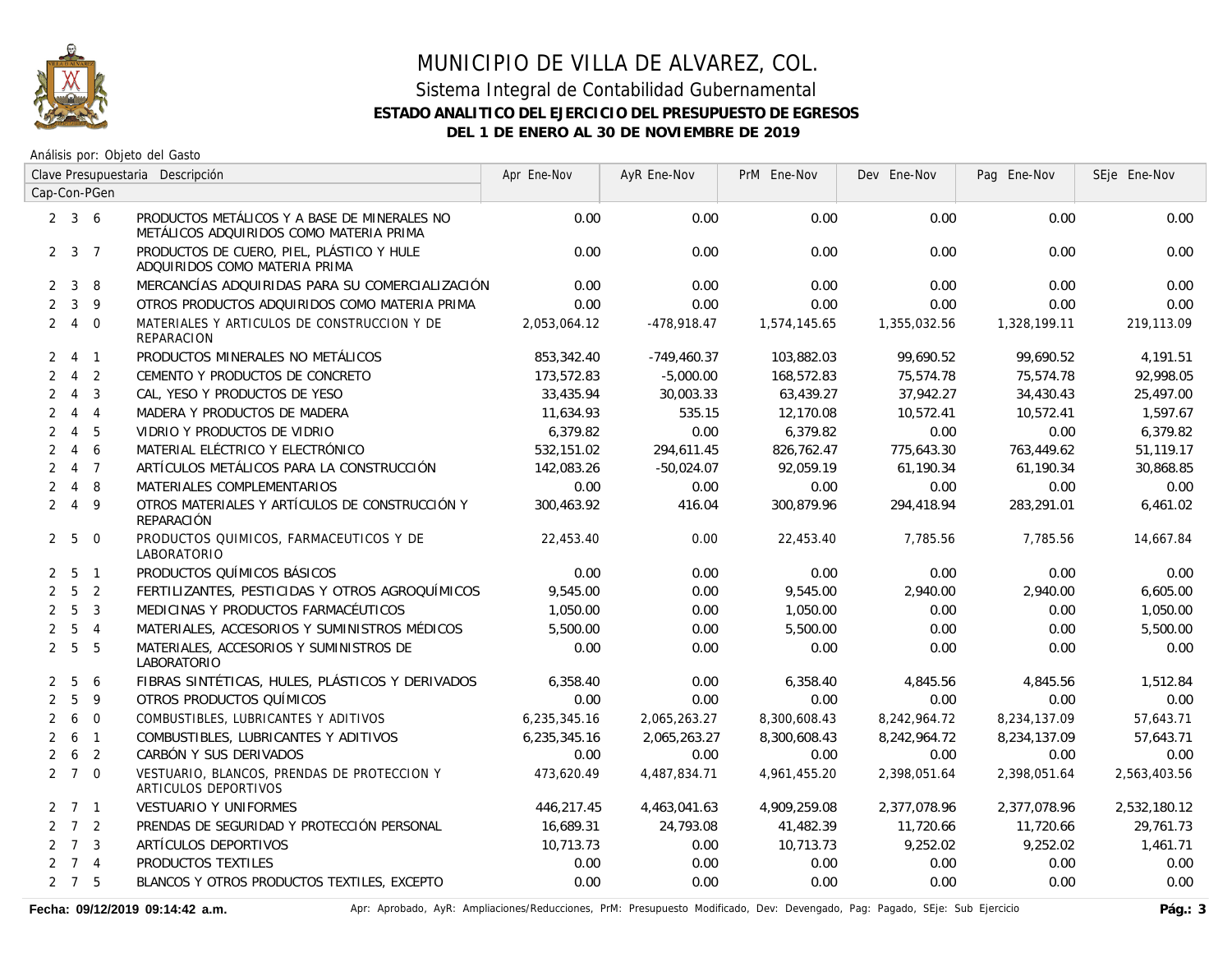# MUNICIPIO DE VILLA DE ALVAREZ, COL.

## Sistema Integral de Contabilidad Gubernamental

### ESTADO ANALITICO DEL EJERCICIO DEL PRESUPUESTO DE EGRESOS

### DEL 1 DE ENERO AL 30 DE NOVIEMBRE DE 2019

Análisis por: Objeto del Gasto

| Clave Presupuestaria Cap-Con-PGen | Descripción | Apr Ene-Nov | AyR Ene-Nov | PrM Ene-Nov | Dev Ene-Nov | Pag Ene-Nov | SEje Ene-Nov |
|---|---|---|---|---|---|---|---|
| 2 3 6 | PRODUCTOS METÁLICOS Y A BASE DE MINERALES NO METÁLICOS ADQUIRIDOS COMO MATERIA PRIMA | 0.00 | 0.00 | 0.00 | 0.00 | 0.00 | 0.00 |
| 2 3 7 | PRODUCTOS DE CUERO, PIEL, PLÁSTICO Y HULE ADQUIRIDOS COMO MATERIA PRIMA | 0.00 | 0.00 | 0.00 | 0.00 | 0.00 | 0.00 |
| 2 3 8 | MERCANCÍAS ADQUIRIDAS PARA SU COMERCIALIZACIÓN | 0.00 | 0.00 | 0.00 | 0.00 | 0.00 | 0.00 |
| 2 3 9 | OTROS PRODUCTOS ADQUIRIDOS COMO MATERIA PRIMA | 0.00 | 0.00 | 0.00 | 0.00 | 0.00 | 0.00 |
| 2 4 0 | MATERIALES Y ARTICULOS DE CONSTRUCCION Y DE REPARACION | 2,053,064.12 | -478,918.47 | 1,574,145.65 | 1,355,032.56 | 1,328,199.11 | 219,113.09 |
| 2 4 1 | PRODUCTOS MINERALES NO METÁLICOS | 853,342.40 | -749,460.37 | 103,882.03 | 99,690.52 | 99,690.52 | 4,191.51 |
| 2 4 2 | CEMENTO Y PRODUCTOS DE CONCRETO | 173,572.83 | -5,000.00 | 168,572.83 | 75,574.78 | 75,574.78 | 92,998.05 |
| 2 4 3 | CAL, YESO Y PRODUCTOS DE YESO | 33,435.94 | 30,003.33 | 63,439.27 | 37,942.27 | 34,430.43 | 25,497.00 |
| 2 4 4 | MADERA Y PRODUCTOS DE MADERA | 11,634.93 | 535.15 | 12,170.08 | 10,572.41 | 10,572.41 | 1,597.67 |
| 2 4 5 | VIDRIO Y PRODUCTOS DE VIDRIO | 6,379.82 | 0.00 | 6,379.82 | 0.00 | 0.00 | 6,379.82 |
| 2 4 6 | MATERIAL ELÉCTRICO Y ELECTRÓNICO | 532,151.02 | 294,611.45 | 826,762.47 | 775,643.30 | 763,449.62 | 51,119.17 |
| 2 4 7 | ARTÍCULOS METÁLICOS PARA LA CONSTRUCCIÓN | 142,083.26 | -50,024.07 | 92,059.19 | 61,190.34 | 61,190.34 | 30,868.85 |
| 2 4 8 | MATERIALES COMPLEMENTARIOS | 0.00 | 0.00 | 0.00 | 0.00 | 0.00 | 0.00 |
| 2 4 9 | OTROS MATERIALES Y ARTÍCULOS DE CONSTRUCCIÓN Y REPARACIÓN | 300,463.92 | 416.04 | 300,879.96 | 294,418.94 | 283,291.01 | 6,461.02 |
| 2 5 0 | PRODUCTOS QUIMICOS, FARMACEUTICOS Y DE LABORATORIO | 22,453.40 | 0.00 | 22,453.40 | 7,785.56 | 7,785.56 | 14,667.84 |
| 2 5 1 | PRODUCTOS QUÍMICOS BÁSICOS | 0.00 | 0.00 | 0.00 | 0.00 | 0.00 | 0.00 |
| 2 5 2 | FERTILIZANTES, PESTICIDAS Y OTROS AGROQUÍMICOS | 9,545.00 | 0.00 | 9,545.00 | 2,940.00 | 2,940.00 | 6,605.00 |
| 2 5 3 | MEDICINAS Y PRODUCTOS FARMACÉUTICOS | 1,050.00 | 0.00 | 1,050.00 | 0.00 | 0.00 | 1,050.00 |
| 2 5 4 | MATERIALES, ACCESORIOS Y SUMINISTROS MÉDICOS | 5,500.00 | 0.00 | 5,500.00 | 0.00 | 0.00 | 5,500.00 |
| 2 5 5 | MATERIALES, ACCESORIOS Y SUMINISTROS DE LABORATORIO | 0.00 | 0.00 | 0.00 | 0.00 | 0.00 | 0.00 |
| 2 5 6 | FIBRAS SINTÉTICAS, HULES, PLÁSTICOS Y DERIVADOS | 6,358.40 | 0.00 | 6,358.40 | 4,845.56 | 4,845.56 | 1,512.84 |
| 2 5 9 | OTROS PRODUCTOS QUÍMICOS | 0.00 | 0.00 | 0.00 | 0.00 | 0.00 | 0.00 |
| 2 6 0 | COMBUSTIBLES, LUBRICANTES Y ADITIVOS | 6,235,345.16 | 2,065,263.27 | 8,300,608.43 | 8,242,964.72 | 8,234,137.09 | 57,643.71 |
| 2 6 1 | COMBUSTIBLES, LUBRICANTES Y ADITIVOS | 6,235,345.16 | 2,065,263.27 | 8,300,608.43 | 8,242,964.72 | 8,234,137.09 | 57,643.71 |
| 2 6 2 | CARBÓN Y SUS DERIVADOS | 0.00 | 0.00 | 0.00 | 0.00 | 0.00 | 0.00 |
| 2 7 0 | VESTUARIO, BLANCOS, PRENDAS DE PROTECCION Y ARTICULOS DEPORTIVOS | 473,620.49 | 4,487,834.71 | 4,961,455.20 | 2,398,051.64 | 2,398,051.64 | 2,563,403.56 |
| 2 7 1 | VESTUARIO Y UNIFORMES | 446,217.45 | 4,463,041.63 | 4,909,259.08 | 2,377,078.96 | 2,377,078.96 | 2,532,180.12 |
| 2 7 2 | PRENDAS DE SEGURIDAD Y PROTECCIÓN PERSONAL | 16,689.31 | 24,793.08 | 41,482.39 | 11,720.66 | 11,720.66 | 29,761.73 |
| 2 7 3 | ARTÍCULOS DEPORTIVOS | 10,713.73 | 0.00 | 10,713.73 | 9,252.02 | 9,252.02 | 1,461.71 |
| 2 7 4 | PRODUCTOS TEXTILES | 0.00 | 0.00 | 0.00 | 0.00 | 0.00 | 0.00 |
| 2 7 5 | BLANCOS Y OTROS PRODUCTOS TEXTILES, EXCEPTO | 0.00 | 0.00 | 0.00 | 0.00 | 0.00 | 0.00 |

**Fecha: 09/12/2019 09:14:42 a.m.** Apr: Aprobado, AyR: Ampliaciones/Reducciones, PrM: Presupuesto Modificado, Dev: Devengado, Pag: Pagado, SEje: Sub Ejercicio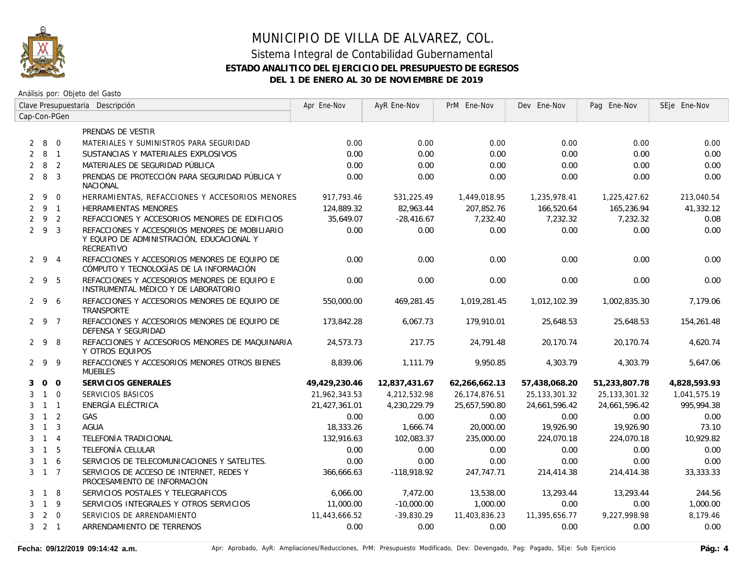# MUNICIPIO DE VILLA DE ALVAREZ, COL.

## Sistema Integral de Contabilidad Gubernamental

### ESTADO ANALITICO DEL EJERCICIO DEL PRESUPUESTO DE EGRESOS

### DEL 1 DE ENERO AL 30 DE NOVIEMBRE DE 2019

Análisis por: Objeto del Gasto

| Clave Presupuestaria Cap-Con-PGen | Descripción | Apr Ene-Nov | AyR Ene-Nov | PrM Ene-Nov | Dev Ene-Nov | Pag Ene-Nov | SEje Ene-Nov |
|---|---|---|---|---|---|---|---|
| | PRENDAS DE VESTIR | | | | | | |
| 2 8 0 | MATERIALES Y SUMINISTROS PARA SEGURIDAD | 0.00 | 0.00 | 0.00 | 0.00 | 0.00 | 0.00 |
| 2 8 1 | SUSTANCIAS Y MATERIALES EXPLOSIVOS | 0.00 | 0.00 | 0.00 | 0.00 | 0.00 | 0.00 |
| 2 8 2 | MATERIALES DE SEGURIDAD PÚBLICA | 0.00 | 0.00 | 0.00 | 0.00 | 0.00 | 0.00 |
| 2 8 3 | PRENDAS DE PROTECCIÓN PARA SEGURIDAD PÚBLICA Y NACIONAL | 0.00 | 0.00 | 0.00 | 0.00 | 0.00 | 0.00 |
| 2 9 0 | HERRAMIENTAS, REFACCIONES Y ACCESORIOS MENORES | 917,793.46 | 531,225.49 | 1,449,018.95 | 1,235,978.41 | 1,225,427.62 | 213,040.54 |
| 2 9 1 | HERRAMIENTAS MENORES | 124,889.32 | 82,963.44 | 207,852.76 | 166,520.64 | 165,236.94 | 41,332.12 |
| 2 9 2 | REFACCIONES Y ACCESORIOS MENORES DE EDIFICIOS | 35,649.07 | -28,416.67 | 7,232.40 | 7,232.32 | 7,232.32 | 0.08 |
| 2 9 3 | REFACCIONES Y ACCESORIOS MENORES DE MOBILIARIO Y EQUIPO DE ADMINISTRACIÓN, EDUCACIONAL Y RECREATIVO | 0.00 | 0.00 | 0.00 | 0.00 | 0.00 | 0.00 |
| 2 9 4 | REFACCIONES Y ACCESORIOS MENORES DE EQUIPO DE CÓMPUTO Y TECNOLOGÍAS DE LA INFORMACIÓN | 0.00 | 0.00 | 0.00 | 0.00 | 0.00 | 0.00 |
| 2 9 5 | REFACCIONES Y ACCESORIOS MENORES DE EQUIPO E INSTRUMENTAL MÉDICO Y DE LABORATORIO | 0.00 | 0.00 | 0.00 | 0.00 | 0.00 | 0.00 |
| 2 9 6 | REFACCIONES Y ACCESORIOS MENORES DE EQUIPO DE TRANSPORTE | 550,000.00 | 469,281.45 | 1,019,281.45 | 1,012,102.39 | 1,002,835.30 | 7,179.06 |
| 2 9 7 | REFACCIONES Y ACCESORIOS MENORES DE EQUIPO DE DEFENSA Y SEGURIDAD | 173,842.28 | 6,067.73 | 179,910.01 | 25,648.53 | 25,648.53 | 154,261.48 |
| 2 9 8 | REFACCIONES Y ACCESORIOS MENORES DE MAQUINARIA Y OTROS EQUIPOS | 24,573.73 | 217.75 | 24,791.48 | 20,170.74 | 20,170.74 | 4,620.74 |
| 2 9 9 | REFACCIONES Y ACCESORIOS MENORES OTROS BIENES MUEBLES | 8,839.06 | 1,111.79 | 9,950.85 | 4,303.79 | 4,303.79 | 5,647.06 |
| **3 0 0** | **SERVICIOS GENERALES** | **49,429,230.46** | **12,837,431.67** | **62,266,662.13** | **57,438,068.20** | **51,233,807.78** | **4,828,593.93** |
| 3 1 0 | SERVICIOS BÁSICOS | 21,962,343.53 | 4,212,532.98 | 26,174,876.51 | 25,133,301.32 | 25,133,301.32 | 1,041,575.19 |
| 3 1 1 | ENERGÍA ELÉCTRICA | 21,427,361.01 | 4,230,229.79 | 25,657,590.80 | 24,661,596.42 | 24,661,596.42 | 995,994.38 |
| 3 1 2 | GAS | 0.00 | 0.00 | 0.00 | 0.00 | 0.00 | 0.00 |
| 3 1 3 | AGUA | 18,333.26 | 1,666.74 | 20,000.00 | 19,926.90 | 19,926.90 | 73.10 |
| 3 1 4 | TELEFONÍA TRADICIONAL | 132,916.63 | 102,083.37 | 235,000.00 | 224,070.18 | 224,070.18 | 10,929.82 |
| 3 1 5 | TELEFONÍA CELULAR | 0.00 | 0.00 | 0.00 | 0.00 | 0.00 | 0.00 |
| 3 1 6 | SERVICIOS DE TELECOMUNICACIONES Y SATELITES. | 0.00 | 0.00 | 0.00 | 0.00 | 0.00 | 0.00 |
| 3 1 7 | SERVICIOS DE ACCESO DE INTERNET, REDES Y PROCESAMIENTO DE INFORMACION | 366,666.63 | -118,918.92 | 247,747.71 | 214,414.38 | 214,414.38 | 33,333.33 |
| 3 1 8 | SERVICIOS POSTALES Y TELEGRAFICOS | 6,066.00 | 7,472.00 | 13,538.00 | 13,293.44 | 13,293.44 | 244.56 |
| 3 1 9 | SERVICIOS INTEGRALES Y OTROS SERVICIOS | 11,000.00 | -10,000.00 | 1,000.00 | 0.00 | 0.00 | 1,000.00 |
| 3 2 0 | SERVICIOS DE ARRENDAMIENTO | 11,443,666.52 | -39,830.29 | 11,403,836.23 | 11,395,656.77 | 9,227,998.98 | 8,179.46 |
| 3 2 1 | ARRENDAMIENTO DE TERRENOS | 0.00 | 0.00 | 0.00 | 0.00 | 0.00 | 0.00 |

Fecha: 09/12/2019 09:14:42 a.m.

Apr: Aprobado, AyR: Ampliaciones/Reducciones, PrM: Presupuesto Modificado, Dev: Devengado, Pag: Pagado, SEje: Sub Ejercicio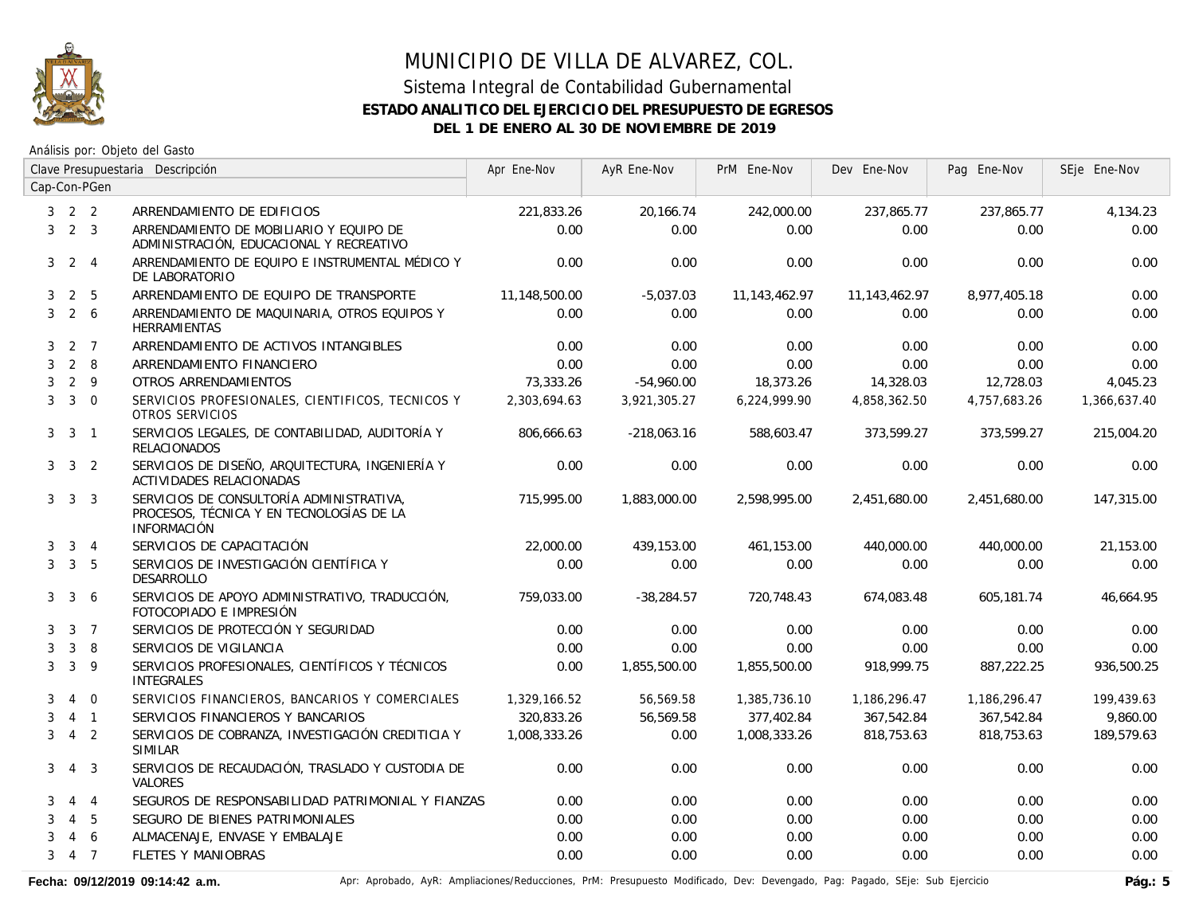# MUNICIPIO DE VILLA DE ALVAREZ, COL.

## Sistema Integral de Contabilidad Gubernamental

### ESTADO ANALITICO DEL EJERCICIO DEL PRESUPUESTO DE EGRESOS

### DEL 1 DE ENERO AL 30 DE NOVIEMBRE DE 2019

Análisis por: Objeto del Gasto

| Clave Presupuestaria Cap-Con-PGen | Descripción | Apr Ene-Nov | AyR Ene-Nov | PrM Ene-Nov | Dev Ene-Nov | Pag Ene-Nov | SEje Ene-Nov |
|---|---|---|---|---|---|---|---|
| 3 2 2 | ARRENDAMIENTO DE EDIFICIOS | 221,833.26 | 20,166.74 | 242,000.00 | 237,865.77 | 237,865.77 | 4,134.23 |
| 3 2 3 | ARRENDAMIENTO DE MOBILIARIO Y EQUIPO DE ADMINISTRACIÓN, EDUCACIONAL Y RECREATIVO | 0.00 | 0.00 | 0.00 | 0.00 | 0.00 | 0.00 |
| 3 2 4 | ARRENDAMIENTO DE EQUIPO E INSTRUMENTAL MÉDICO Y DE LABORATORIO | 0.00 | 0.00 | 0.00 | 0.00 | 0.00 | 0.00 |
| 3 2 5 | ARRENDAMIENTO DE EQUIPO DE TRANSPORTE | 11,148,500.00 | -5,037.03 | 11,143,462.97 | 11,143,462.97 | 8,977,405.18 | 0.00 |
| 3 2 6 | ARRENDAMIENTO DE MAQUINARIA, OTROS EQUIPOS Y HERRAMIENTAS | 0.00 | 0.00 | 0.00 | 0.00 | 0.00 | 0.00 |
| 3 2 7 | ARRENDAMIENTO DE ACTIVOS INTANGIBLES | 0.00 | 0.00 | 0.00 | 0.00 | 0.00 | 0.00 |
| 3 2 8 | ARRENDAMIENTO FINANCIERO | 0.00 | 0.00 | 0.00 | 0.00 | 0.00 | 0.00 |
| 3 2 9 | OTROS ARRENDAMIENTOS | 73,333.26 | -54,960.00 | 18,373.26 | 14,328.03 | 12,728.03 | 4,045.23 |
| 3 3 0 | SERVICIOS PROFESIONALES, CIENTIFICOS, TECNICOS Y OTROS SERVICIOS | 2,303,694.63 | 3,921,305.27 | 6,224,999.90 | 4,858,362.50 | 4,757,683.26 | 1,366,637.40 |
| 3 3 1 | SERVICIOS LEGALES, DE CONTABILIDAD, AUDITORÍA Y RELACIONADOS | 806,666.63 | -218,063.16 | 588,603.47 | 373,599.27 | 373,599.27 | 215,004.20 |
| 3 3 2 | SERVICIOS DE DISEÑO, ARQUITECTURA, INGENIERÍA Y ACTIVIDADES RELACIONADAS | 0.00 | 0.00 | 0.00 | 0.00 | 0.00 | 0.00 |
| 3 3 3 | SERVICIOS DE CONSULTORÍA ADMINISTRATIVA, PROCESOS, TÉCNICA Y EN TECNOLOGÍAS DE LA INFORMACIÓN | 715,995.00 | 1,883,000.00 | 2,598,995.00 | 2,451,680.00 | 2,451,680.00 | 147,315.00 |
| 3 3 4 | SERVICIOS DE CAPACITACIÓN | 22,000.00 | 439,153.00 | 461,153.00 | 440,000.00 | 440,000.00 | 21,153.00 |
| 3 3 5 | SERVICIOS DE INVESTIGACIÓN CIENTÍFICA Y DESARROLLO | 0.00 | 0.00 | 0.00 | 0.00 | 0.00 | 0.00 |
| 3 3 6 | SERVICIOS DE APOYO ADMINISTRATIVO, TRADUCCIÓN, FOTOCOPIADO E IMPRESIÓN | 759,033.00 | -38,284.57 | 720,748.43 | 674,083.48 | 605,181.74 | 46,664.95 |
| 3 3 7 | SERVICIOS DE PROTECCIÓN Y SEGURIDAD | 0.00 | 0.00 | 0.00 | 0.00 | 0.00 | 0.00 |
| 3 3 8 | SERVICIOS DE VIGILANCIA | 0.00 | 0.00 | 0.00 | 0.00 | 0.00 | 0.00 |
| 3 3 9 | SERVICIOS PROFESIONALES, CIENTÍFICOS Y TÉCNICOS INTEGRALES | 0.00 | 1,855,500.00 | 1,855,500.00 | 918,999.75 | 887,222.25 | 936,500.25 |
| 3 4 0 | SERVICIOS FINANCIEROS, BANCARIOS Y COMERCIALES | 1,329,166.52 | 56,569.58 | 1,385,736.10 | 1,186,296.47 | 1,186,296.47 | 199,439.63 |
| 3 4 1 | SERVICIOS FINANCIEROS Y BANCARIOS | 320,833.26 | 56,569.58 | 377,402.84 | 367,542.84 | 367,542.84 | 9,860.00 |
| 3 4 2 | SERVICIOS DE COBRANZA, INVESTIGACIÓN CREDITICIA Y SIMILAR | 1,008,333.26 | 0.00 | 1,008,333.26 | 818,753.63 | 818,753.63 | 189,579.63 |
| 3 4 3 | SERVICIOS DE RECAUDACIÓN, TRASLADO Y CUSTODIA DE VALORES | 0.00 | 0.00 | 0.00 | 0.00 | 0.00 | 0.00 |
| 3 4 4 | SEGUROS DE RESPONSABILIDAD PATRIMONIAL Y FIANZAS | 0.00 | 0.00 | 0.00 | 0.00 | 0.00 | 0.00 |
| 3 4 5 | SEGURO DE BIENES PATRIMONIALES | 0.00 | 0.00 | 0.00 | 0.00 | 0.00 | 0.00 |
| 3 4 6 | ALMACENAJE, ENVASE Y EMBALAJE | 0.00 | 0.00 | 0.00 | 0.00 | 0.00 | 0.00 |
| 3 4 7 | FLETES Y MANIOBRAS | 0.00 | 0.00 | 0.00 | 0.00 | 0.00 | 0.00 |

**Fecha: 09/12/2019 09:14:42 a.m.** Apr: Aprobado, AyR: Ampliaciones/Reducciones, PrM: Presupuesto Modificado, Dev: Devengado, Pag: Pagado, SEje: Sub Ejercicio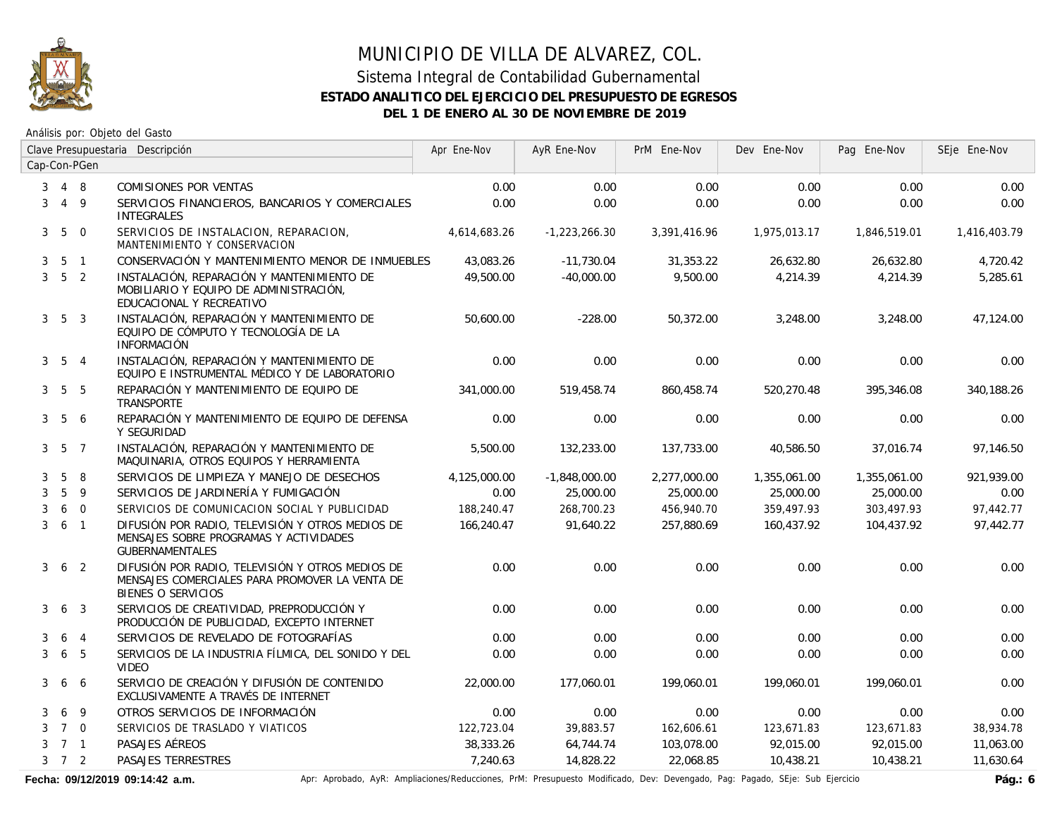# MUNICIPIO DE VILLA DE ALVAREZ, COL.

## Sistema Integral de Contabilidad Gubernamental

### ESTADO ANALITICO DEL EJERCICIO DEL PRESUPUESTO DE EGRESOS

### DEL 1 DE ENERO AL 30 DE NOVIEMBRE DE 2019

Análisis por: Objeto del Gasto

| Clave Presupuestaria Cap-Con-PGen | Descripción | Apr Ene-Nov | AyR Ene-Nov | PrM Ene-Nov | Dev Ene-Nov | Pag Ene-Nov | SEje Ene-Nov |
|---|---|---|---|---|---|---|---|
| 3 4 8 | COMISIONES POR VENTAS | 0.00 | 0.00 | 0.00 | 0.00 | 0.00 | 0.00 |
| 3 4 9 | SERVICIOS FINANCIEROS, BANCARIOS Y COMERCIALES INTEGRALES | 0.00 | 0.00 | 0.00 | 0.00 | 0.00 | 0.00 |
| 3 5 0 | SERVICIOS DE INSTALACION, REPARACION, MANTENIMIENTO Y CONSERVACION | 4,614,683.26 | -1,223,266.30 | 3,391,416.96 | 1,975,013.17 | 1,846,519.01 | 1,416,403.79 |
| 3 5 1 | CONSERVACIÓN Y MANTENIMIENTO MENOR DE INMUEBLES | 43,083.26 | -11,730.04 | 31,353.22 | 26,632.80 | 26,632.80 | 4,720.42 |
| 3 5 2 | INSTALACIÓN, REPARACIÓN Y MANTENIMIENTO DE MOBILIARIO Y EQUIPO DE ADMINISTRACIÓN, EDUCACIONAL Y RECREATIVO | 49,500.00 | -40,000.00 | 9,500.00 | 4,214.39 | 4,214.39 | 5,285.61 |
| 3 5 3 | INSTALACIÓN, REPARACIÓN Y MANTENIMIENTO DE EQUIPO DE CÓMPUTO Y TECNOLOGÍA DE LA INFORMACIÓN | 50,600.00 | -228.00 | 50,372.00 | 3,248.00 | 3,248.00 | 47,124.00 |
| 3 5 4 | INSTALACIÓN, REPARACIÓN Y MANTENIMIENTO DE EQUIPO E INSTRUMENTAL MÉDICO Y DE LABORATORIO | 0.00 | 0.00 | 0.00 | 0.00 | 0.00 | 0.00 |
| 3 5 5 | REPARACIÓN Y MANTENIMIENTO DE EQUIPO DE TRANSPORTE | 341,000.00 | 519,458.74 | 860,458.74 | 520,270.48 | 395,346.08 | 340,188.26 |
| 3 5 6 | REPARACIÓN Y MANTENIMIENTO DE EQUIPO DE DEFENSA Y SEGURIDAD | 0.00 | 0.00 | 0.00 | 0.00 | 0.00 | 0.00 |
| 3 5 7 | INSTALACIÓN, REPARACIÓN Y MANTENIMIENTO DE MAQUINARIA, OTROS EQUIPOS Y HERRAMIENTA | 5,500.00 | 132,233.00 | 137,733.00 | 40,586.50 | 37,016.74 | 97,146.50 |
| 3 5 8 | SERVICIOS DE LIMPIEZA Y MANEJO DE DESECHOS | 4,125,000.00 | -1,848,000.00 | 2,277,000.00 | 1,355,061.00 | 1,355,061.00 | 921,939.00 |
| 3 5 9 | SERVICIOS DE JARDINERÍA Y FUMIGACIÓN | 0.00 | 25,000.00 | 25,000.00 | 25,000.00 | 25,000.00 | 0.00 |
| 3 6 0 | SERVICIOS DE COMUNICACION SOCIAL Y PUBLICIDAD | 188,240.47 | 268,700.23 | 456,940.70 | 359,497.93 | 303,497.93 | 97,442.77 |
| 3 6 1 | DIFUSIÓN POR RADIO, TELEVISIÓN Y OTROS MEDIOS DE MENSAJES SOBRE PROGRAMAS Y ACTIVIDADES GUBERNAMENTALES | 166,240.47 | 91,640.22 | 257,880.69 | 160,437.92 | 104,437.92 | 97,442.77 |
| 3 6 2 | DIFUSIÓN POR RADIO, TELEVISIÓN Y OTROS MEDIOS DE MENSAJES COMERCIALES PARA PROMOVER LA VENTA DE BIENES O SERVICIOS | 0.00 | 0.00 | 0.00 | 0.00 | 0.00 | 0.00 |
| 3 6 3 | SERVICIOS DE CREATIVIDAD, PREPRODUCCIÓN Y PRODUCCIÓN DE PUBLICIDAD, EXCEPTO INTERNET | 0.00 | 0.00 | 0.00 | 0.00 | 0.00 | 0.00 |
| 3 6 4 | SERVICIOS DE REVELADO DE FOTOGRAFÍAS | 0.00 | 0.00 | 0.00 | 0.00 | 0.00 | 0.00 |
| 3 6 5 | SERVICIOS DE LA INDUSTRIA FÍLMICA, DEL SONIDO Y DEL VIDEO | 0.00 | 0.00 | 0.00 | 0.00 | 0.00 | 0.00 |
| 3 6 6 | SERVICIO DE CREACIÓN Y DIFUSIÓN DE CONTENIDO EXCLUSIVAMENTE A TRAVÉS DE INTERNET | 22,000.00 | 177,060.01 | 199,060.01 | 199,060.01 | 199,060.01 | 0.00 |
| 3 6 9 | OTROS SERVICIOS DE INFORMACIÓN | 0.00 | 0.00 | 0.00 | 0.00 | 0.00 | 0.00 |
| 3 7 0 | SERVICIOS DE TRASLADO Y VIATICOS | 122,723.04 | 39,883.57 | 162,606.61 | 123,671.83 | 123,671.83 | 38,934.78 |
| 3 7 1 | PASAJES AÉREOS | 38,333.26 | 64,744.74 | 103,078.00 | 92,015.00 | 92,015.00 | 11,063.00 |
| 3 7 2 | PASAJES TERRESTRES | 7,240.63 | 14,828.22 | 22,068.85 | 10,438.21 | 10,438.21 | 11,630.64 |

Fecha: 09/12/2019 09:14:42 a.m.

Apr: Aprobado, AyR: Ampliaciones/Reducciones, PrM: Presupuesto Modificado, Dev: Devengado, Pag: Pagado, SEje: Sub Ejercicio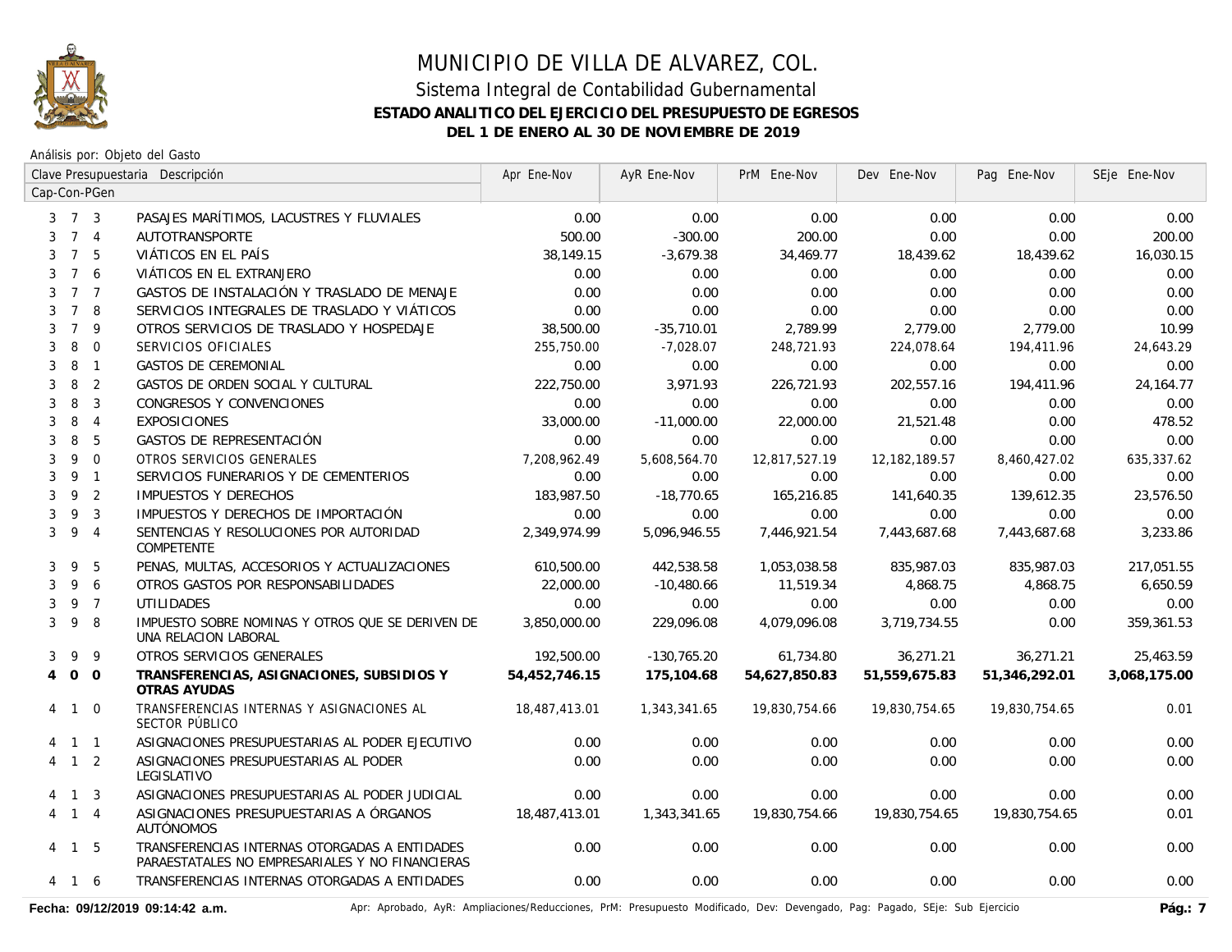# MUNICIPIO DE VILLA DE ALVAREZ, COL.

## Sistema Integral de Contabilidad Gubernamental

### ESTADO ANALITICO DEL EJERCICIO DEL PRESUPUESTO DE EGRESOS

### DEL 1 DE ENERO AL 30 DE NOVIEMBRE DE 2019

Análisis por: Objeto del Gasto

| Cap | Con | PGen | Descripción | Apr Ene-Nov | AyR Ene-Nov | PrM Ene-Nov | Dev Ene-Nov | Pag Ene-Nov | SEje Ene-Nov |
|---|---|---|---|---|---|---|---|---|---|
| 3 | 7 | 3 | PASAJES MARÍTIMOS, LACUSTRES Y FLUVIALES | 0.00 | 0.00 | 0.00 | 0.00 | 0.00 | 0.00 |
| 3 | 7 | 4 | AUTOTRANSPORTE | 500.00 | -300.00 | 200.00 | 0.00 | 0.00 | 200.00 |
| 3 | 7 | 5 | VIÁTICOS EN EL PAÍS | 38,149.15 | -3,679.38 | 34,469.77 | 18,439.62 | 18,439.62 | 16,030.15 |
| 3 | 7 | 6 | VIÁTICOS EN EL EXTRANJERO | 0.00 | 0.00 | 0.00 | 0.00 | 0.00 | 0.00 |
| 3 | 7 | 7 | GASTOS DE INSTALACIÓN Y TRASLADO DE MENAJE | 0.00 | 0.00 | 0.00 | 0.00 | 0.00 | 0.00 |
| 3 | 7 | 8 | SERVICIOS INTEGRALES DE TRASLADO Y VIÁTICOS | 0.00 | 0.00 | 0.00 | 0.00 | 0.00 | 0.00 |
| 3 | 7 | 9 | OTROS SERVICIOS DE TRASLADO Y HOSPEDAJE | 38,500.00 | -35,710.01 | 2,789.99 | 2,779.00 | 2,779.00 | 10.99 |
| 3 | 8 | 0 | SERVICIOS OFICIALES | 255,750.00 | -7,028.07 | 248,721.93 | 224,078.64 | 194,411.96 | 24,643.29 |
| 3 | 8 | 1 | GASTOS DE CEREMONIAL | 0.00 | 0.00 | 0.00 | 0.00 | 0.00 | 0.00 |
| 3 | 8 | 2 | GASTOS DE ORDEN SOCIAL Y CULTURAL | 222,750.00 | 3,971.93 | 226,721.93 | 202,557.16 | 194,411.96 | 24,164.77 |
| 3 | 8 | 3 | CONGRESOS Y CONVENCIONES | 0.00 | 0.00 | 0.00 | 0.00 | 0.00 | 0.00 |
| 3 | 8 | 4 | EXPOSICIONES | 33,000.00 | -11,000.00 | 22,000.00 | 21,521.48 | 0.00 | 478.52 |
| 3 | 8 | 5 | GASTOS DE REPRESENTACIÓN | 0.00 | 0.00 | 0.00 | 0.00 | 0.00 | 0.00 |
| 3 | 9 | 0 | OTROS SERVICIOS GENERALES | 7,208,962.49 | 5,608,564.70 | 12,817,527.19 | 12,182,189.57 | 8,460,427.02 | 635,337.62 |
| 3 | 9 | 1 | SERVICIOS FUNERARIOS Y DE CEMENTERIOS | 0.00 | 0.00 | 0.00 | 0.00 | 0.00 | 0.00 |
| 3 | 9 | 2 | IMPUESTOS Y DERECHOS | 183,987.50 | -18,770.65 | 165,216.85 | 141,640.35 | 139,612.35 | 23,576.50 |
| 3 | 9 | 3 | IMPUESTOS Y DERECHOS DE IMPORTACIÓN | 0.00 | 0.00 | 0.00 | 0.00 | 0.00 | 0.00 |
| 3 | 9 | 4 | SENTENCIAS Y RESOLUCIONES POR AUTORIDAD COMPETENTE | 2,349,974.99 | 5,096,946.55 | 7,446,921.54 | 7,443,687.68 | 7,443,687.68 | 3,233.86 |
| 3 | 9 | 5 | PENAS, MULTAS, ACCESORIOS Y ACTUALIZACIONES | 610,500.00 | 442,538.58 | 1,053,038.58 | 835,987.03 | 835,987.03 | 217,051.55 |
| 3 | 9 | 6 | OTROS GASTOS POR RESPONSABILIDADES | 22,000.00 | -10,480.66 | 11,519.34 | 4,868.75 | 4,868.75 | 6,650.59 |
| 3 | 9 | 7 | UTILIDADES | 0.00 | 0.00 | 0.00 | 0.00 | 0.00 | 0.00 |
| 3 | 9 | 8 | IMPUESTO SOBRE NOMINAS Y OTROS QUE SE DERIVEN DE UNA RELACION LABORAL | 3,850,000.00 | 229,096.08 | 4,079,096.08 | 3,719,734.55 | 0.00 | 359,361.53 |
| 3 | 9 | 9 | OTROS SERVICIOS GENERALES | 192,500.00 | -130,765.20 | 61,734.80 | 36,271.21 | 36,271.21 | 25,463.59 |
| **4** | **0** | **0** | **TRANSFERENCIAS, ASIGNACIONES, SUBSIDIOS Y OTRAS AYUDAS** | **54,452,746.15** | **175,104.68** | **54,627,850.83** | **51,559,675.83** | **51,346,292.01** | **3,068,175.00** |
| 4 | 1 | 0 | TRANSFERENCIAS INTERNAS Y ASIGNACIONES AL SECTOR PÚBLICO | 18,487,413.01 | 1,343,341.65 | 19,830,754.66 | 19,830,754.65 | 19,830,754.65 | 0.01 |
| 4 | 1 | 1 | ASIGNACIONES PRESUPUESTARIAS AL PODER EJECUTIVO | 0.00 | 0.00 | 0.00 | 0.00 | 0.00 | 0.00 |
| 4 | 1 | 2 | ASIGNACIONES PRESUPUESTARIAS AL PODER LEGISLATIVO | 0.00 | 0.00 | 0.00 | 0.00 | 0.00 | 0.00 |
| 4 | 1 | 3 | ASIGNACIONES PRESUPUESTARIAS AL PODER JUDICIAL | 0.00 | 0.00 | 0.00 | 0.00 | 0.00 | 0.00 |
| 4 | 1 | 4 | ASIGNACIONES PRESUPUESTARIAS A ÓRGANOS AUTÓNOMOS | 18,487,413.01 | 1,343,341.65 | 19,830,754.66 | 19,830,754.65 | 19,830,754.65 | 0.01 |
| 4 | 1 | 5 | TRANSFERENCIAS INTERNAS OTORGADAS A ENTIDADES PARAESTATALES NO EMPRESARIALES Y NO FINANCIERAS | 0.00 | 0.00 | 0.00 | 0.00 | 0.00 | 0.00 |
| 4 | 1 | 6 | TRANSFERENCIAS INTERNAS OTORGADAS A ENTIDADES | 0.00 | 0.00 | 0.00 | 0.00 | 0.00 | 0.00 |

Fecha: 09/12/2019 09:14:42 a.m.

Apr: Aprobado, AyR: Ampliaciones/Reducciones, PrM: Presupuesto Modificado, Dev: Devengado, Pag: Pagado, SEje: Sub Ejercicio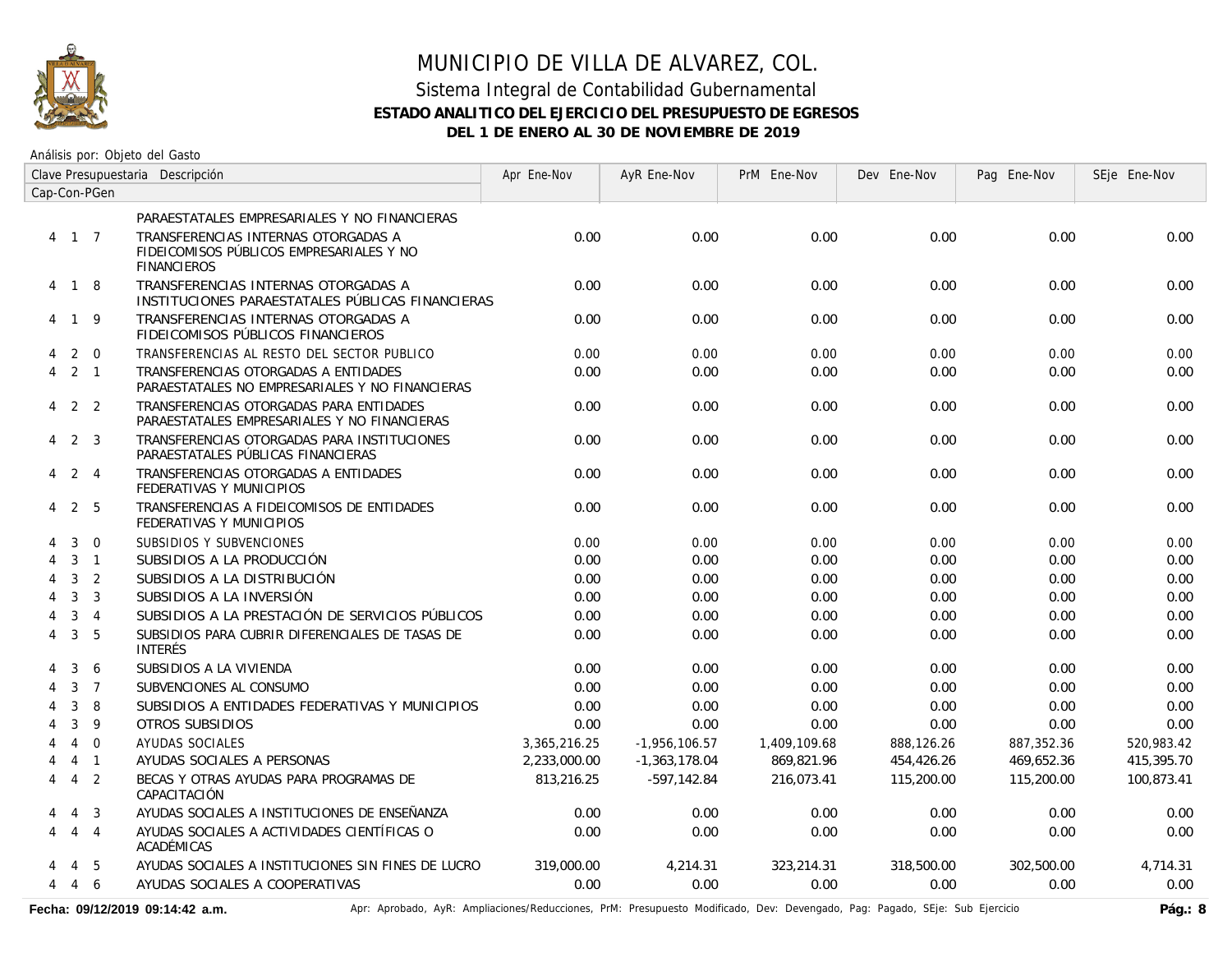# MUNICIPIO DE VILLA DE ALVAREZ, COL.

## Sistema Integral de Contabilidad Gubernamental

### ESTADO ANALITICO DEL EJERCICIO DEL PRESUPUESTO DE EGRESOS

### DEL 1 DE ENERO AL 30 DE NOVIEMBRE DE 2019

Análisis por: Objeto del Gasto

| Clave Presupuestaria Cap-Con-PGen | Descripción | Apr Ene-Nov | AyR Ene-Nov | PrM Ene-Nov | Dev Ene-Nov | Pag Ene-Nov | SEje Ene-Nov |
|---|---|---|---|---|---|---|---|
| | PARAESTATALES EMPRESARIALES Y NO FINANCIERAS | | | | | | |
| 4 1 7 | TRANSFERENCIAS INTERNAS OTORGADAS A FIDEICOMISOS PÚBLICOS EMPRESARIALES Y NO FINANCIEROS | 0.00 | 0.00 | 0.00 | 0.00 | 0.00 | 0.00 |
| 4 1 8 | TRANSFERENCIAS INTERNAS OTORGADAS A INSTITUCIONES PARAESTATALES PÚBLICAS FINANCIERAS | 0.00 | 0.00 | 0.00 | 0.00 | 0.00 | 0.00 |
| 4 1 9 | TRANSFERENCIAS INTERNAS OTORGADAS A FIDEICOMISOS PÚBLICOS FINANCIEROS | 0.00 | 0.00 | 0.00 | 0.00 | 0.00 | 0.00 |
| 4 2 0 | TRANSFERENCIAS AL RESTO DEL SECTOR PUBLICO | 0.00 | 0.00 | 0.00 | 0.00 | 0.00 | 0.00 |
| 4 2 1 | TRANSFERENCIAS OTORGADAS A ENTIDADES PARAESTATALES NO EMPRESARIALES Y NO FINANCIERAS | 0.00 | 0.00 | 0.00 | 0.00 | 0.00 | 0.00 |
| 4 2 2 | TRANSFERENCIAS OTORGADAS PARA ENTIDADES PARAESTATALES EMPRESARIALES Y NO FINANCIERAS | 0.00 | 0.00 | 0.00 | 0.00 | 0.00 | 0.00 |
| 4 2 3 | TRANSFERENCIAS OTORGADAS PARA INSTITUCIONES PARAESTATALES PÚBLICAS FINANCIERAS | 0.00 | 0.00 | 0.00 | 0.00 | 0.00 | 0.00 |
| 4 2 4 | TRANSFERENCIAS OTORGADAS A ENTIDADES FEDERATIVAS Y MUNICIPIOS | 0.00 | 0.00 | 0.00 | 0.00 | 0.00 | 0.00 |
| 4 2 5 | TRANSFERENCIAS A FIDEICOMISOS DE ENTIDADES FEDERATIVAS Y MUNICIPIOS | 0.00 | 0.00 | 0.00 | 0.00 | 0.00 | 0.00 |
| 4 3 0 | SUBSIDIOS Y SUBVENCIONES | 0.00 | 0.00 | 0.00 | 0.00 | 0.00 | 0.00 |
| 4 3 1 | SUBSIDIOS A LA PRODUCCIÓN | 0.00 | 0.00 | 0.00 | 0.00 | 0.00 | 0.00 |
| 4 3 2 | SUBSIDIOS A LA DISTRIBUCIÓN | 0.00 | 0.00 | 0.00 | 0.00 | 0.00 | 0.00 |
| 4 3 3 | SUBSIDIOS A LA INVERSIÓN | 0.00 | 0.00 | 0.00 | 0.00 | 0.00 | 0.00 |
| 4 3 4 | SUBSIDIOS A LA PRESTACIÓN DE SERVICIOS PÚBLICOS | 0.00 | 0.00 | 0.00 | 0.00 | 0.00 | 0.00 |
| 4 3 5 | SUBSIDIOS PARA CUBRIR DIFERENCIALES DE TASAS DE INTERÉS | 0.00 | 0.00 | 0.00 | 0.00 | 0.00 | 0.00 |
| 4 3 6 | SUBSIDIOS A LA VIVIENDA | 0.00 | 0.00 | 0.00 | 0.00 | 0.00 | 0.00 |
| 4 3 7 | SUBVENCIONES AL CONSUMO | 0.00 | 0.00 | 0.00 | 0.00 | 0.00 | 0.00 |
| 4 3 8 | SUBSIDIOS A ENTIDADES FEDERATIVAS Y MUNICIPIOS | 0.00 | 0.00 | 0.00 | 0.00 | 0.00 | 0.00 |
| 4 3 9 | OTROS SUBSIDIOS | 0.00 | 0.00 | 0.00 | 0.00 | 0.00 | 0.00 |
| 4 4 0 | AYUDAS SOCIALES | 3,365,216.25 | -1,956,106.57 | 1,409,109.68 | 888,126.26 | 887,352.36 | 520,983.42 |
| 4 4 1 | AYUDAS SOCIALES A PERSONAS | 2,233,000.00 | -1,363,178.04 | 869,821.96 | 454,426.26 | 469,652.36 | 415,395.70 |
| 4 4 2 | BECAS Y OTRAS AYUDAS PARA PROGRAMAS DE CAPACITACIÓN | 813,216.25 | -597,142.84 | 216,073.41 | 115,200.00 | 115,200.00 | 100,873.41 |
| 4 4 3 | AYUDAS SOCIALES A INSTITUCIONES DE ENSEÑANZA | 0.00 | 0.00 | 0.00 | 0.00 | 0.00 | 0.00 |
| 4 4 4 | AYUDAS SOCIALES A ACTIVIDADES CIENTÍFICAS O ACADÉMICAS | 0.00 | 0.00 | 0.00 | 0.00 | 0.00 | 0.00 |
| 4 4 5 | AYUDAS SOCIALES A INSTITUCIONES SIN FINES DE LUCRO | 319,000.00 | 4,214.31 | 323,214.31 | 318,500.00 | 302,500.00 | 4,714.31 |
| 4 4 6 | AYUDAS SOCIALES A COOPERATIVAS | 0.00 | 0.00 | 0.00 | 0.00 | 0.00 | 0.00 |

**Fecha: 09/12/2019 09:14:42 a.m.**

Apr: Aprobado, AyR: Ampliaciones/Reducciones, PrM: Presupuesto Modificado, Dev: Devengado, Pag: Pagado, SEje: Sub Ejercicio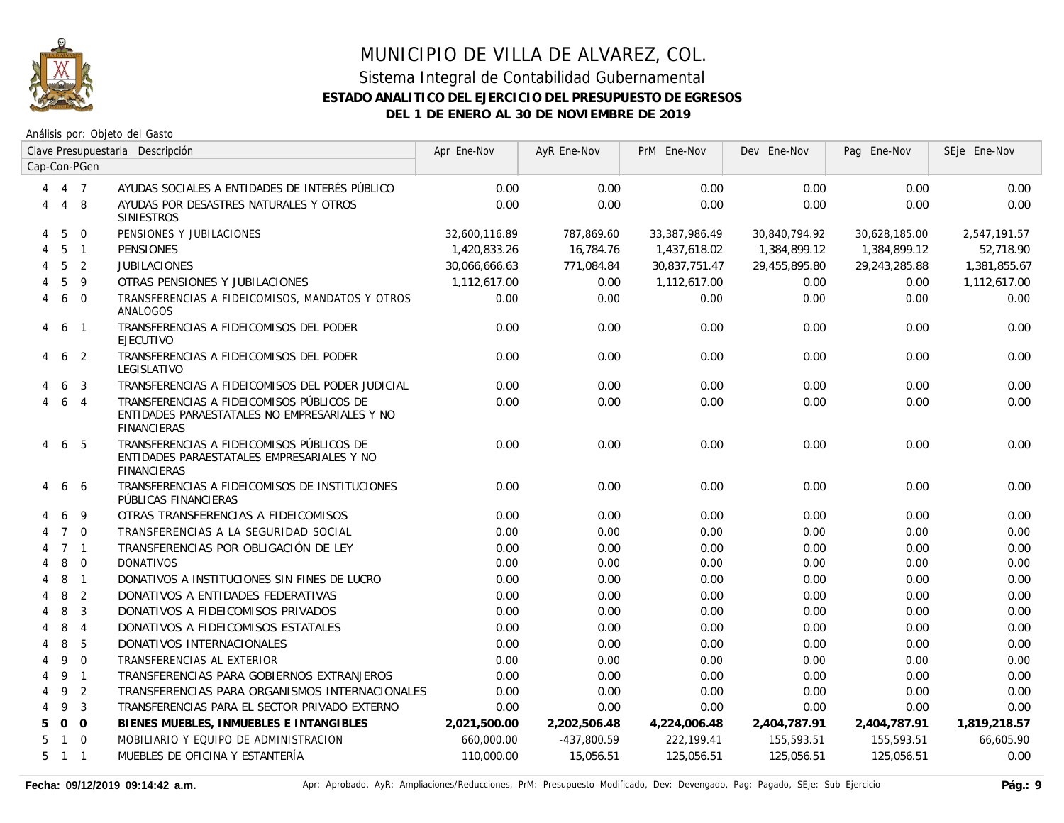# MUNICIPIO DE VILLA DE ALVAREZ, COL.

## Sistema Integral de Contabilidad Gubernamental

### ESTADO ANALITICO DEL EJERCICIO DEL PRESUPUESTO DE EGRESOS

### DEL 1 DE ENERO AL 30 DE NOVIEMBRE DE 2019

Análisis por: Objeto del Gasto

| Clave Presupuestaria Cap-Con-PGen | Descripción | Apr Ene-Nov | AyR Ene-Nov | PrM Ene-Nov | Dev Ene-Nov | Pag Ene-Nov | SEje Ene-Nov |
|---|---|---|---|---|---|---|---|
| 4 4 7 | AYUDAS SOCIALES A ENTIDADES DE INTERÉS PÚBLICO | 0.00 | 0.00 | 0.00 | 0.00 | 0.00 | 0.00 |
| 4 4 8 | AYUDAS POR DESASTRES NATURALES Y OTROS SINIESTROS | 0.00 | 0.00 | 0.00 | 0.00 | 0.00 | 0.00 |
| 4 5 0 | PENSIONES Y JUBILACIONES | 32,600,116.89 | 787,869.60 | 33,387,986.49 | 30,840,794.92 | 30,628,185.00 | 2,547,191.57 |
| 4 5 1 | PENSIONES | 1,420,833.26 | 16,784.76 | 1,437,618.02 | 1,384,899.12 | 1,384,899.12 | 52,718.90 |
| 4 5 2 | JUBILACIONES | 30,066,666.63 | 771,084.84 | 30,837,751.47 | 29,455,895.80 | 29,243,285.88 | 1,381,855.67 |
| 4 5 9 | OTRAS PENSIONES Y JUBILACIONES | 1,112,617.00 | 0.00 | 1,112,617.00 | 0.00 | 0.00 | 1,112,617.00 |
| 4 6 0 | TRANSFERENCIAS A FIDEICOMISOS, MANDATOS Y OTROS ANALOGOS | 0.00 | 0.00 | 0.00 | 0.00 | 0.00 | 0.00 |
| 4 6 1 | TRANSFERENCIAS A FIDEICOMISOS DEL PODER EJECUTIVO | 0.00 | 0.00 | 0.00 | 0.00 | 0.00 | 0.00 |
| 4 6 2 | TRANSFERENCIAS A FIDEICOMISOS DEL PODER LEGISLATIVO | 0.00 | 0.00 | 0.00 | 0.00 | 0.00 | 0.00 |
| 4 6 3 | TRANSFERENCIAS A FIDEICOMISOS DEL PODER JUDICIAL | 0.00 | 0.00 | 0.00 | 0.00 | 0.00 | 0.00 |
| 4 6 4 | TRANSFERENCIAS A FIDEICOMISOS PÚBLICOS DE ENTIDADES PARAESTATALES NO EMPRESARIALES Y NO FINANCIERAS | 0.00 | 0.00 | 0.00 | 0.00 | 0.00 | 0.00 |
| 4 6 5 | TRANSFERENCIAS A FIDEICOMISOS PÚBLICOS DE ENTIDADES PARAESTATALES EMPRESARIALES Y NO FINANCIERAS | 0.00 | 0.00 | 0.00 | 0.00 | 0.00 | 0.00 |
| 4 6 6 | TRANSFERENCIAS A FIDEICOMISOS DE INSTITUCIONES PÚBLICAS FINANCIERAS | 0.00 | 0.00 | 0.00 | 0.00 | 0.00 | 0.00 |
| 4 6 9 | OTRAS TRANSFERENCIAS A FIDEICOMISOS | 0.00 | 0.00 | 0.00 | 0.00 | 0.00 | 0.00 |
| 4 7 0 | TRANSFERENCIAS A LA SEGURIDAD SOCIAL | 0.00 | 0.00 | 0.00 | 0.00 | 0.00 | 0.00 |
| 4 7 1 | TRANSFERENCIAS POR OBLIGACIÓN DE LEY | 0.00 | 0.00 | 0.00 | 0.00 | 0.00 | 0.00 |
| 4 8 0 | DONATIVOS | 0.00 | 0.00 | 0.00 | 0.00 | 0.00 | 0.00 |
| 4 8 1 | DONATIVOS A INSTITUCIONES SIN FINES DE LUCRO | 0.00 | 0.00 | 0.00 | 0.00 | 0.00 | 0.00 |
| 4 8 2 | DONATIVOS A ENTIDADES FEDERATIVAS | 0.00 | 0.00 | 0.00 | 0.00 | 0.00 | 0.00 |
| 4 8 3 | DONATIVOS A FIDEICOMISOS PRIVADOS | 0.00 | 0.00 | 0.00 | 0.00 | 0.00 | 0.00 |
| 4 8 4 | DONATIVOS A FIDEICOMISOS ESTATALES | 0.00 | 0.00 | 0.00 | 0.00 | 0.00 | 0.00 |
| 4 8 5 | DONATIVOS INTERNACIONALES | 0.00 | 0.00 | 0.00 | 0.00 | 0.00 | 0.00 |
| 4 9 0 | TRANSFERENCIAS AL EXTERIOR | 0.00 | 0.00 | 0.00 | 0.00 | 0.00 | 0.00 |
| 4 9 1 | TRANSFERENCIAS PARA GOBIERNOS EXTRANJEROS | 0.00 | 0.00 | 0.00 | 0.00 | 0.00 | 0.00 |
| 4 9 2 | TRANSFERENCIAS PARA ORGANISMOS INTERNACIONALES | 0.00 | 0.00 | 0.00 | 0.00 | 0.00 | 0.00 |
| 4 9 3 | TRANSFERENCIAS PARA EL SECTOR PRIVADO EXTERNO | 0.00 | 0.00 | 0.00 | 0.00 | 0.00 | 0.00 |
| **5 0 0** | **BIENES MUEBLES, INMUEBLES E INTANGIBLES** | **2,021,500.00** | **2,202,506.48** | **4,224,006.48** | **2,404,787.91** | **2,404,787.91** | **1,819,218.57** |
| 5 1 0 | MOBILIARIO Y EQUIPO DE ADMINISTRACION | 660,000.00 | -437,800.59 | 222,199.41 | 155,593.51 | 155,593.51 | 66,605.90 |
| 5 1 1 | MUEBLES DE OFICINA Y ESTANTERÍA | 110,000.00 | 15,056.51 | 125,056.51 | 125,056.51 | 125,056.51 | 0.00 |

**Fecha: 09/12/2019 09:14:42 a.m.** Apr: Aprobado, AyR: Ampliaciones/Reducciones, PrM: Presupuesto Modificado, Dev: Devengado, Pag: Pagado, SEje: Sub Ejercicio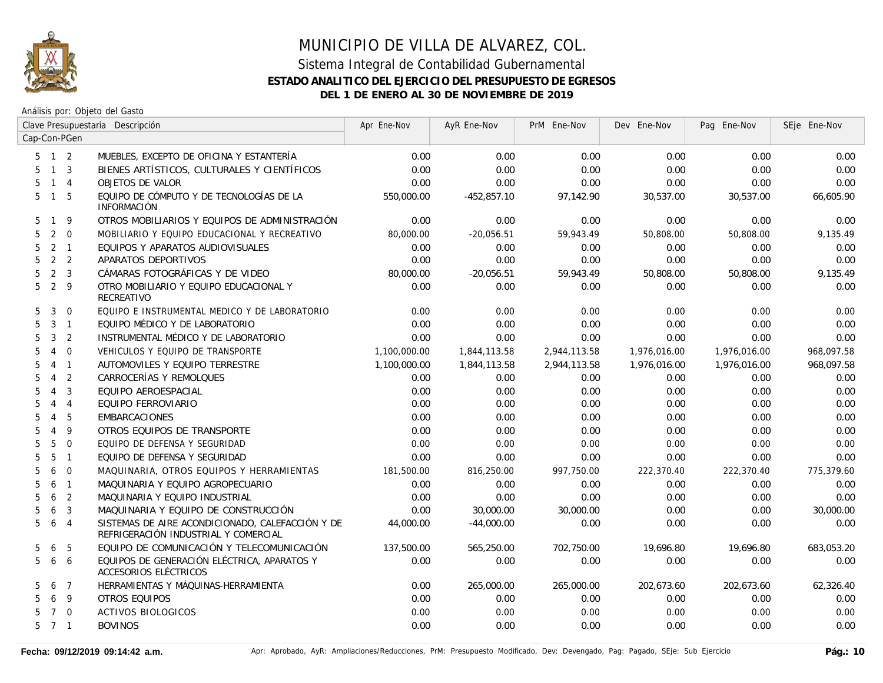# MUNICIPIO DE VILLA DE ALVAREZ, COL.

## Sistema Integral de Contabilidad Gubernamental

### ESTADO ANALITICO DEL EJERCICIO DEL PRESUPUESTO DE EGRESOS

### DEL 1 DE ENERO AL 30 DE NOVIEMBRE DE 2019

Análisis por: Objeto del Gasto

| Clave Presupuestaria Cap-Con-PGen | Descripción | Apr Ene-Nov | AyR Ene-Nov | PrM Ene-Nov | Dev Ene-Nov | Pag Ene-Nov | SEje Ene-Nov |
|---|---|---|---|---|---|---|---|
| 5 1 2 | MUEBLES, EXCEPTO DE OFICINA Y ESTANTERÍA | 0.00 | 0.00 | 0.00 | 0.00 | 0.00 | 0.00 |
| 5 1 3 | BIENES ARTÍSTICOS, CULTURALES Y CIENTÍFICOS | 0.00 | 0.00 | 0.00 | 0.00 | 0.00 | 0.00 |
| 5 1 4 | OBJETOS DE VALOR | 0.00 | 0.00 | 0.00 | 0.00 | 0.00 | 0.00 |
| 5 1 5 | EQUIPO DE CÓMPUTO Y DE TECNOLOGÍAS DE LA INFORMACIÓN | 550,000.00 | -452,857.10 | 97,142.90 | 30,537.00 | 30,537.00 | 66,605.90 |
| 5 1 9 | OTROS MOBILIARIOS Y EQUIPOS DE ADMINISTRACIÓN | 0.00 | 0.00 | 0.00 | 0.00 | 0.00 | 0.00 |
| 5 2 0 | MOBILIARIO Y EQUIPO EDUCACIONAL Y RECREATIVO | 80,000.00 | -20,056.51 | 59,943.49 | 50,808.00 | 50,808.00 | 9,135.49 |
| 5 2 1 | EQUIPOS Y APARATOS AUDIOVISUALES | 0.00 | 0.00 | 0.00 | 0.00 | 0.00 | 0.00 |
| 5 2 2 | APARATOS DEPORTIVOS | 0.00 | 0.00 | 0.00 | 0.00 | 0.00 | 0.00 |
| 5 2 3 | CÁMARAS FOTOGRÁFICAS Y DE VIDEO | 80,000.00 | -20,056.51 | 59,943.49 | 50,808.00 | 50,808.00 | 9,135.49 |
| 5 2 9 | OTRO MOBILIARIO Y EQUIPO EDUCACIONAL Y RECREATIVO | 0.00 | 0.00 | 0.00 | 0.00 | 0.00 | 0.00 |
| 5 3 0 | EQUIPO E INSTRUMENTAL MEDICO Y DE LABORATORIO | 0.00 | 0.00 | 0.00 | 0.00 | 0.00 | 0.00 |
| 5 3 1 | EQUIPO MÉDICO Y DE LABORATORIO | 0.00 | 0.00 | 0.00 | 0.00 | 0.00 | 0.00 |
| 5 3 2 | INSTRUMENTAL MÉDICO Y DE LABORATORIO | 0.00 | 0.00 | 0.00 | 0.00 | 0.00 | 0.00 |
| 5 4 0 | VEHICULOS Y EQUIPO DE TRANSPORTE | 1,100,000.00 | 1,844,113.58 | 2,944,113.58 | 1,976,016.00 | 1,976,016.00 | 968,097.58 |
| 5 4 1 | AUTOMOVILES Y EQUIPO TERRESTRE | 1,100,000.00 | 1,844,113.58 | 2,944,113.58 | 1,976,016.00 | 1,976,016.00 | 968,097.58 |
| 5 4 2 | CARROCERÍAS Y REMOLQUES | 0.00 | 0.00 | 0.00 | 0.00 | 0.00 | 0.00 |
| 5 4 3 | EQUIPO AEROESPACIAL | 0.00 | 0.00 | 0.00 | 0.00 | 0.00 | 0.00 |
| 5 4 4 | EQUIPO FERROVIARIO | 0.00 | 0.00 | 0.00 | 0.00 | 0.00 | 0.00 |
| 5 4 5 | EMBARCACIONES | 0.00 | 0.00 | 0.00 | 0.00 | 0.00 | 0.00 |
| 5 4 9 | OTROS EQUIPOS DE TRANSPORTE | 0.00 | 0.00 | 0.00 | 0.00 | 0.00 | 0.00 |
| 5 5 0 | EQUIPO DE DEFENSA Y SEGURIDAD | 0.00 | 0.00 | 0.00 | 0.00 | 0.00 | 0.00 |
| 5 5 1 | EQUIPO DE DEFENSA Y SEGURIDAD | 0.00 | 0.00 | 0.00 | 0.00 | 0.00 | 0.00 |
| 5 6 0 | MAQUINARIA, OTROS EQUIPOS Y HERRAMIENTAS | 181,500.00 | 816,250.00 | 997,750.00 | 222,370.40 | 222,370.40 | 775,379.60 |
| 5 6 1 | MAQUINARIA Y EQUIPO AGROPECUARIO | 0.00 | 0.00 | 0.00 | 0.00 | 0.00 | 0.00 |
| 5 6 2 | MAQUINARIA Y EQUIPO INDUSTRIAL | 0.00 | 0.00 | 0.00 | 0.00 | 0.00 | 0.00 |
| 5 6 3 | MAQUINARIA Y EQUIPO DE CONSTRUCCIÓN | 0.00 | 30,000.00 | 30,000.00 | 0.00 | 0.00 | 30,000.00 |
| 5 6 4 | SISTEMAS DE AIRE ACONDICIONADO, CALEFACCIÓN Y DE REFRIGERACIÓN INDUSTRIAL Y COMERCIAL | 44,000.00 | -44,000.00 | 0.00 | 0.00 | 0.00 | 0.00 |
| 5 6 5 | EQUIPO DE COMUNICACIÓN Y TELECOMUNICACIÓN | 137,500.00 | 565,250.00 | 702,750.00 | 19,696.80 | 19,696.80 | 683,053.20 |
| 5 6 6 | EQUIPOS DE GENERACIÓN ELÉCTRICA, APARATOS Y ACCESORIOS ELÉCTRICOS | 0.00 | 0.00 | 0.00 | 0.00 | 0.00 | 0.00 |
| 5 6 7 | HERRAMIENTAS Y MÁQUINAS-HERRAMIENTA | 0.00 | 265,000.00 | 265,000.00 | 202,673.60 | 202,673.60 | 62,326.40 |
| 5 6 9 | OTROS EQUIPOS | 0.00 | 0.00 | 0.00 | 0.00 | 0.00 | 0.00 |
| 5 7 0 | ACTIVOS BIOLOGICOS | 0.00 | 0.00 | 0.00 | 0.00 | 0.00 | 0.00 |
| 5 7 1 | BOVINOS | 0.00 | 0.00 | 0.00 | 0.00 | 0.00 | 0.00 |

Fecha: 09/12/2019 09:14:42 a.m. — Apr: Aprobado, AyR: Ampliaciones/Reducciones, PrM: Presupuesto Modificado, Dev: Devengado, Pag: Pagado, SEje: Sub Ejercicio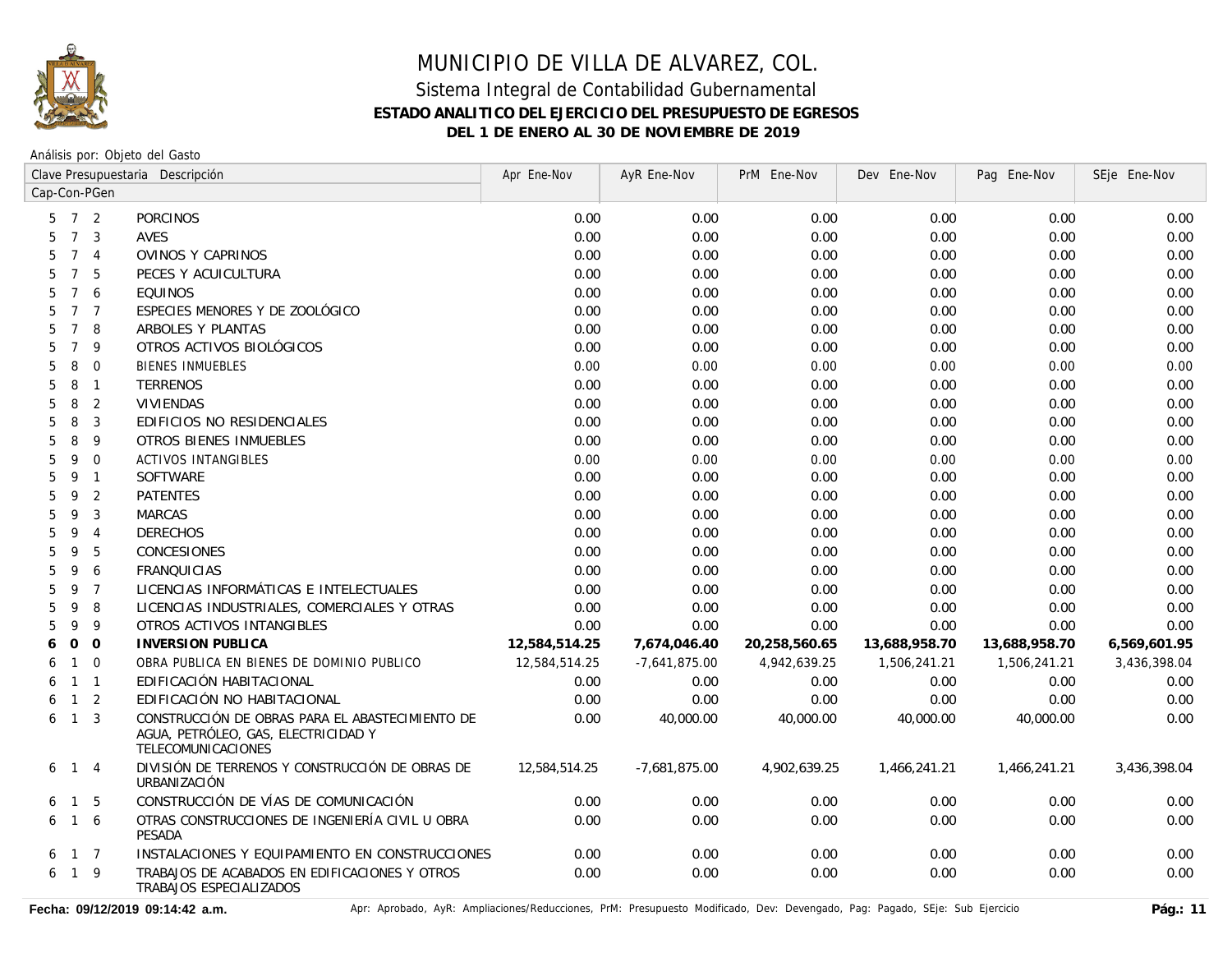# MUNICIPIO DE VILLA DE ALVAREZ, COL.

## Sistema Integral de Contabilidad Gubernamental

**ESTADO ANALITICO DEL EJERCICIO DEL PRESUPUESTO DE EGRESOS**

**DEL 1 DE ENERO AL 30 DE NOVIEMBRE DE 2019**

Análisis por: Objeto del Gasto

| Clave Presupuestaria Cap-Con-PGen | Descripción | Apr Ene-Nov | AyR Ene-Nov | PrM Ene-Nov | Dev Ene-Nov | Pag Ene-Nov | SEje Ene-Nov |
|---|---|---|---|---|---|---|---|
| 5 7 2 | PORCINOS | 0.00 | 0.00 | 0.00 | 0.00 | 0.00 | 0.00 |
| 5 7 3 | AVES | 0.00 | 0.00 | 0.00 | 0.00 | 0.00 | 0.00 |
| 5 7 4 | OVINOS Y CAPRINOS | 0.00 | 0.00 | 0.00 | 0.00 | 0.00 | 0.00 |
| 5 7 5 | PECES Y ACUICULTURA | 0.00 | 0.00 | 0.00 | 0.00 | 0.00 | 0.00 |
| 5 7 6 | EQUINOS | 0.00 | 0.00 | 0.00 | 0.00 | 0.00 | 0.00 |
| 5 7 7 | ESPECIES MENORES Y DE ZOOLÓGICO | 0.00 | 0.00 | 0.00 | 0.00 | 0.00 | 0.00 |
| 5 7 8 | ARBOLES Y PLANTAS | 0.00 | 0.00 | 0.00 | 0.00 | 0.00 | 0.00 |
| 5 7 9 | OTROS ACTIVOS BIOLÓGICOS | 0.00 | 0.00 | 0.00 | 0.00 | 0.00 | 0.00 |
| 5 8 0 | BIENES INMUEBLES | 0.00 | 0.00 | 0.00 | 0.00 | 0.00 | 0.00 |
| 5 8 1 | TERRENOS | 0.00 | 0.00 | 0.00 | 0.00 | 0.00 | 0.00 |
| 5 8 2 | VIVIENDAS | 0.00 | 0.00 | 0.00 | 0.00 | 0.00 | 0.00 |
| 5 8 3 | EDIFICIOS NO RESIDENCIALES | 0.00 | 0.00 | 0.00 | 0.00 | 0.00 | 0.00 |
| 5 8 9 | OTROS BIENES INMUEBLES | 0.00 | 0.00 | 0.00 | 0.00 | 0.00 | 0.00 |
| 5 9 0 | ACTIVOS INTANGIBLES | 0.00 | 0.00 | 0.00 | 0.00 | 0.00 | 0.00 |
| 5 9 1 | SOFTWARE | 0.00 | 0.00 | 0.00 | 0.00 | 0.00 | 0.00 |
| 5 9 2 | PATENTES | 0.00 | 0.00 | 0.00 | 0.00 | 0.00 | 0.00 |
| 5 9 3 | MARCAS | 0.00 | 0.00 | 0.00 | 0.00 | 0.00 | 0.00 |
| 5 9 4 | DERECHOS | 0.00 | 0.00 | 0.00 | 0.00 | 0.00 | 0.00 |
| 5 9 5 | CONCESIONES | 0.00 | 0.00 | 0.00 | 0.00 | 0.00 | 0.00 |
| 5 9 6 | FRANQUICIAS | 0.00 | 0.00 | 0.00 | 0.00 | 0.00 | 0.00 |
| 5 9 7 | LICENCIAS INFORMÁTICAS E INTELECTUALES | 0.00 | 0.00 | 0.00 | 0.00 | 0.00 | 0.00 |
| 5 9 8 | LICENCIAS INDUSTRIALES, COMERCIALES Y OTRAS | 0.00 | 0.00 | 0.00 | 0.00 | 0.00 | 0.00 |
| 5 9 9 | OTROS ACTIVOS INTANGIBLES | 0.00 | 0.00 | 0.00 | 0.00 | 0.00 | 0.00 |
| **6 0 0** | **INVERSION PUBLICA** | **12,584,514.25** | **7,674,046.40** | **20,258,560.65** | **13,688,958.70** | **13,688,958.70** | **6,569,601.95** |
| 6 1 0 | OBRA PUBLICA EN BIENES DE DOMINIO PUBLICO | 12,584,514.25 | -7,641,875.00 | 4,942,639.25 | 1,506,241.21 | 1,506,241.21 | 3,436,398.04 |
| 6 1 1 | EDIFICACIÓN HABITACIONAL | 0.00 | 0.00 | 0.00 | 0.00 | 0.00 | 0.00 |
| 6 1 2 | EDIFICACIÓN NO HABITACIONAL | 0.00 | 0.00 | 0.00 | 0.00 | 0.00 | 0.00 |
| 6 1 3 | CONSTRUCCIÓN DE OBRAS PARA EL ABASTECIMIENTO DE AGUA, PETRÓLEO, GAS, ELECTRICIDAD Y TELECOMUNICACIONES | 0.00 | 40,000.00 | 40,000.00 | 40,000.00 | 40,000.00 | 0.00 |
| 6 1 4 | DIVISIÓN DE TERRENOS Y CONSTRUCCIÓN DE OBRAS DE URBANIZACIÓN | 12,584,514.25 | -7,681,875.00 | 4,902,639.25 | 1,466,241.21 | 1,466,241.21 | 3,436,398.04 |
| 6 1 5 | CONSTRUCCIÓN DE VÍAS DE COMUNICACIÓN | 0.00 | 0.00 | 0.00 | 0.00 | 0.00 | 0.00 |
| 6 1 6 | OTRAS CONSTRUCCIONES DE INGENIERÍA CIVIL U OBRA PESADA | 0.00 | 0.00 | 0.00 | 0.00 | 0.00 | 0.00 |
| 6 1 7 | INSTALACIONES Y EQUIPAMIENTO EN CONSTRUCCIONES | 0.00 | 0.00 | 0.00 | 0.00 | 0.00 | 0.00 |
| 6 1 9 | TRABAJOS DE ACABADOS EN EDIFICACIONES Y OTROS TRABAJOS ESPECIALIZADOS | 0.00 | 0.00 | 0.00 | 0.00 | 0.00 | 0.00 |

**Fecha: 09/12/2019 09:14:42 a.m.** Apr: Aprobado, AyR: Ampliaciones/Reducciones, PrM: Presupuesto Modificado, Dev: Devengado, Pag: Pagado, SEje: Sub Ejercicio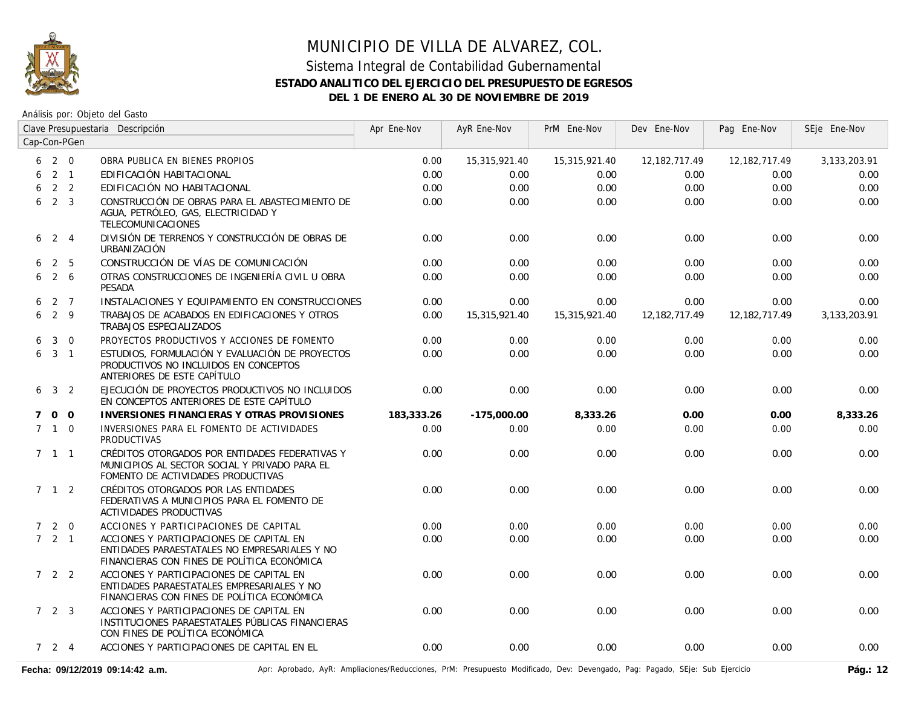# MUNICIPIO DE VILLA DE ALVAREZ, COL.

## Sistema Integral de Contabilidad Gubernamental

### ESTADO ANALITICO DEL EJERCICIO DEL PRESUPUESTO DE EGRESOS

### DEL 1 DE ENERO AL 30 DE NOVIEMBRE DE 2019

Análisis por: Objeto del Gasto

| Clave Presupuestaria Cap-Con-PGen | Descripción | Apr Ene-Nov | AyR Ene-Nov | PrM Ene-Nov | Dev Ene-Nov | Pag Ene-Nov | SEje Ene-Nov |
|---|---|---|---|---|---|---|---|
| 6 2 0 | OBRA PUBLICA EN BIENES PROPIOS | 0.00 | 15,315,921.40 | 15,315,921.40 | 12,182,717.49 | 12,182,717.49 | 3,133,203.91 |
| 6 2 1 | EDIFICACIÓN HABITACIONAL | 0.00 | 0.00 | 0.00 | 0.00 | 0.00 | 0.00 |
| 6 2 2 | EDIFICACIÓN NO HABITACIONAL | 0.00 | 0.00 | 0.00 | 0.00 | 0.00 | 0.00 |
| 6 2 3 | CONSTRUCCIÓN DE OBRAS PARA EL ABASTECIMIENTO DE AGUA, PETRÓLEO, GAS, ELECTRICIDAD Y TELECOMUNICACIONES | 0.00 | 0.00 | 0.00 | 0.00 | 0.00 | 0.00 |
| 6 2 4 | DIVISIÓN DE TERRENOS Y CONSTRUCCIÓN DE OBRAS DE URBANIZACIÓN | 0.00 | 0.00 | 0.00 | 0.00 | 0.00 | 0.00 |
| 6 2 5 | CONSTRUCCIÓN DE VÍAS DE COMUNICACIÓN | 0.00 | 0.00 | 0.00 | 0.00 | 0.00 | 0.00 |
| 6 2 6 | OTRAS CONSTRUCCIONES DE INGENIERÍA CIVIL U OBRA PESADA | 0.00 | 0.00 | 0.00 | 0.00 | 0.00 | 0.00 |
| 6 2 7 | INSTALACIONES Y EQUIPAMIENTO EN CONSTRUCCIONES | 0.00 | 0.00 | 0.00 | 0.00 | 0.00 | 0.00 |
| 6 2 9 | TRABAJOS DE ACABADOS EN EDIFICACIONES Y OTROS TRABAJOS ESPECIALIZADOS | 0.00 | 15,315,921.40 | 15,315,921.40 | 12,182,717.49 | 12,182,717.49 | 3,133,203.91 |
| 6 3 0 | PROYECTOS PRODUCTIVOS Y ACCIONES DE FOMENTO | 0.00 | 0.00 | 0.00 | 0.00 | 0.00 | 0.00 |
| 6 3 1 | ESTUDIOS, FORMULACIÓN Y EVALUACIÓN DE PROYECTOS PRODUCTIVOS NO INCLUIDOS EN CONCEPTOS ANTERIORES DE ESTE CAPÍTULO | 0.00 | 0.00 | 0.00 | 0.00 | 0.00 | 0.00 |
| 6 3 2 | EJECUCIÓN DE PROYECTOS PRODUCTIVOS NO INCLUIDOS EN CONCEPTOS ANTERIORES DE ESTE CAPÍTULO | 0.00 | 0.00 | 0.00 | 0.00 | 0.00 | 0.00 |
| **7 0 0** | **INVERSIONES FINANCIERAS Y OTRAS PROVISIONES** | **183,333.26** | **-175,000.00** | **8,333.26** | **0.00** | **0.00** | **8,333.26** |
| 7 1 0 | INVERSIONES PARA EL FOMENTO DE ACTIVIDADES PRODUCTIVAS | 0.00 | 0.00 | 0.00 | 0.00 | 0.00 | 0.00 |
| 7 1 1 | CRÉDITOS OTORGADOS POR ENTIDADES FEDERATIVAS Y MUNICIPIOS AL SECTOR SOCIAL Y PRIVADO PARA EL FOMENTO DE ACTIVIDADES PRODUCTIVAS | 0.00 | 0.00 | 0.00 | 0.00 | 0.00 | 0.00 |
| 7 1 2 | CRÉDITOS OTORGADOS POR LAS ENTIDADES FEDERATIVAS A MUNICIPIOS PARA EL FOMENTO DE ACTIVIDADES PRODUCTIVAS | 0.00 | 0.00 | 0.00 | 0.00 | 0.00 | 0.00 |
| 7 2 0 | ACCIONES Y PARTICIPACIONES DE CAPITAL | 0.00 | 0.00 | 0.00 | 0.00 | 0.00 | 0.00 |
| 7 2 1 | ACCIONES Y PARTICIPACIONES DE CAPITAL EN ENTIDADES PARAESTATALES NO EMPRESARIALES Y NO FINANCIERAS CON FINES DE POLÍTICA ECONÓMICA | 0.00 | 0.00 | 0.00 | 0.00 | 0.00 | 0.00 |
| 7 2 2 | ACCIONES Y PARTICIPACIONES DE CAPITAL EN ENTIDADES PARAESTATALES EMPRESARIALES Y NO FINANCIERAS CON FINES DE POLÍTICA ECONÓMICA | 0.00 | 0.00 | 0.00 | 0.00 | 0.00 | 0.00 |
| 7 2 3 | ACCIONES Y PARTICIPACIONES DE CAPITAL EN INSTITUCIONES PARAESTATALES PÚBLICAS FINANCIERAS CON FINES DE POLÍTICA ECONÓMICA | 0.00 | 0.00 | 0.00 | 0.00 | 0.00 | 0.00 |
| 7 2 4 | ACCIONES Y PARTICIPACIONES DE CAPITAL EN EL | 0.00 | 0.00 | 0.00 | 0.00 | 0.00 | 0.00 |

Fecha: 09/12/2019 09:14:42 a.m.

Apr: Aprobado, AyR: Ampliaciones/Reducciones, PrM: Presupuesto Modificado, Dev: Devengado, Pag: Pagado, SEje: Sub Ejercicio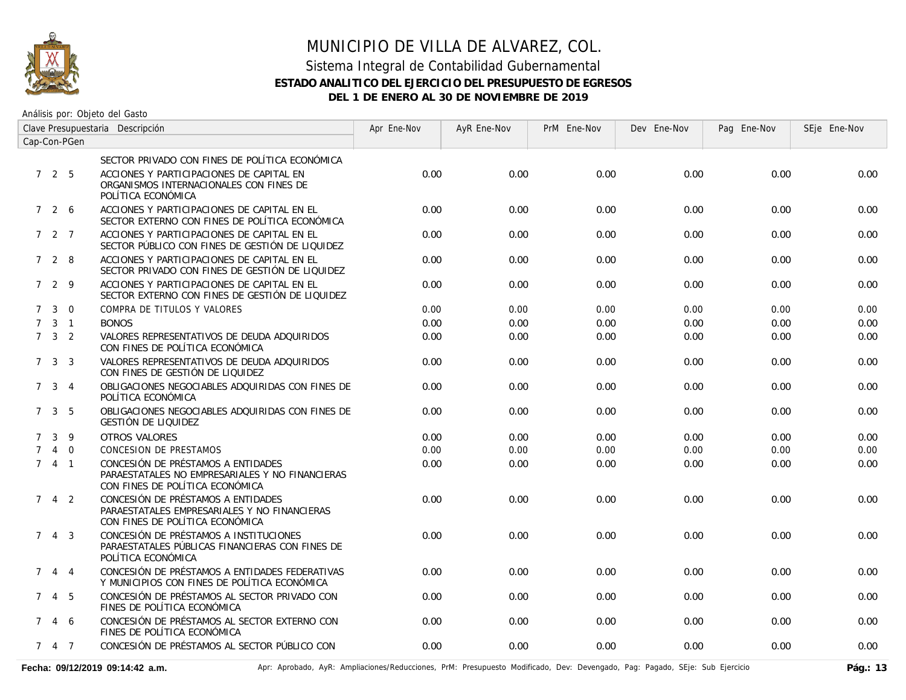# MUNICIPIO DE VILLA DE ALVAREZ, COL.

## Sistema Integral de Contabilidad Gubernamental

### ESTADO ANALITICO DEL EJERCICIO DEL PRESUPUESTO DE EGRESOS

### DEL 1 DE ENERO AL 30 DE NOVIEMBRE DE 2019

Análisis por: Objeto del Gasto

| Clave Presupuestaria Cap-Con-PGen | Descripción | Apr Ene-Nov | AyR Ene-Nov | PrM Ene-Nov | Dev Ene-Nov | Pag Ene-Nov | SEje Ene-Nov |
|---|---|---|---|---|---|---|---|
| | SECTOR PRIVADO CON FINES DE POLÍTICA ECONÓMICA | | | | | | |
| 7 2 5 | ACCIONES Y PARTICIPACIONES DE CAPITAL EN ORGANISMOS INTERNACIONALES CON FINES DE POLÍTICA ECONÓMICA | 0.00 | 0.00 | 0.00 | 0.00 | 0.00 | 0.00 |
| 7 2 6 | ACCIONES Y PARTICIPACIONES DE CAPITAL EN EL SECTOR EXTERNO CON FINES DE POLÍTICA ECONÓMICA | 0.00 | 0.00 | 0.00 | 0.00 | 0.00 | 0.00 |
| 7 2 7 | ACCIONES Y PARTICIPACIONES DE CAPITAL EN EL SECTOR PÚBLICO CON FINES DE GESTIÓN DE LIQUIDEZ | 0.00 | 0.00 | 0.00 | 0.00 | 0.00 | 0.00 |
| 7 2 8 | ACCIONES Y PARTICIPACIONES DE CAPITAL EN EL SECTOR PRIVADO CON FINES DE GESTIÓN DE LIQUIDEZ | 0.00 | 0.00 | 0.00 | 0.00 | 0.00 | 0.00 |
| 7 2 9 | ACCIONES Y PARTICIPACIONES DE CAPITAL EN EL SECTOR EXTERNO CON FINES DE GESTIÓN DE LIQUIDEZ | 0.00 | 0.00 | 0.00 | 0.00 | 0.00 | 0.00 |
| 7 3 0 | COMPRA DE TITULOS Y VALORES | 0.00 | 0.00 | 0.00 | 0.00 | 0.00 | 0.00 |
| 7 3 1 | BONOS | 0.00 | 0.00 | 0.00 | 0.00 | 0.00 | 0.00 |
| 7 3 2 | VALORES REPRESENTATIVOS DE DEUDA ADQUIRIDOS CON FINES DE POLÍTICA ECONÓMICA | 0.00 | 0.00 | 0.00 | 0.00 | 0.00 | 0.00 |
| 7 3 3 | VALORES REPRESENTATIVOS DE DEUDA ADQUIRIDOS CON FINES DE GESTIÓN DE LIQUIDEZ | 0.00 | 0.00 | 0.00 | 0.00 | 0.00 | 0.00 |
| 7 3 4 | OBLIGACIONES NEGOCIABLES ADQUIRIDAS CON FINES DE POLÍTICA ECONÓMICA | 0.00 | 0.00 | 0.00 | 0.00 | 0.00 | 0.00 |
| 7 3 5 | OBLIGACIONES NEGOCIABLES ADQUIRIDAS CON FINES DE GESTIÓN DE LIQUIDEZ | 0.00 | 0.00 | 0.00 | 0.00 | 0.00 | 0.00 |
| 7 3 9 | OTROS VALORES | 0.00 | 0.00 | 0.00 | 0.00 | 0.00 | 0.00 |
| 7 4 0 | CONCESION DE PRESTAMOS | 0.00 | 0.00 | 0.00 | 0.00 | 0.00 | 0.00 |
| 7 4 1 | CONCESIÓN DE PRÉSTAMOS A ENTIDADES PARAESTATALES NO EMPRESARIALES Y NO FINANCIERAS CON FINES DE POLÍTICA ECONÓMICA | 0.00 | 0.00 | 0.00 | 0.00 | 0.00 | 0.00 |
| 7 4 2 | CONCESIÓN DE PRÉSTAMOS A ENTIDADES PARAESTATALES EMPRESARIALES Y NO FINANCIERAS CON FINES DE POLÍTICA ECONÓMICA | 0.00 | 0.00 | 0.00 | 0.00 | 0.00 | 0.00 |
| 7 4 3 | CONCESIÓN DE PRÉSTAMOS A INSTITUCIONES PARAESTATALES PÚBLICAS FINANCIERAS CON FINES DE POLÍTICA ECONÓMICA | 0.00 | 0.00 | 0.00 | 0.00 | 0.00 | 0.00 |
| 7 4 4 | CONCESIÓN DE PRÉSTAMOS A ENTIDADES FEDERATIVAS Y MUNICIPIOS CON FINES DE POLÍTICA ECONÓMICA | 0.00 | 0.00 | 0.00 | 0.00 | 0.00 | 0.00 |
| 7 4 5 | CONCESIÓN DE PRÉSTAMOS AL SECTOR PRIVADO CON FINES DE POLÍTICA ECONÓMICA | 0.00 | 0.00 | 0.00 | 0.00 | 0.00 | 0.00 |
| 7 4 6 | CONCESIÓN DE PRÉSTAMOS AL SECTOR EXTERNO CON FINES DE POLÍTICA ECONÓMICA | 0.00 | 0.00 | 0.00 | 0.00 | 0.00 | 0.00 |
| 7 4 7 | CONCESIÓN DE PRÉSTAMOS AL SECTOR PÚBLICO CON | 0.00 | 0.00 | 0.00 | 0.00 | 0.00 | 0.00 |

**Fecha: 09/12/2019 09:14:42 a.m.** Apr: Aprobado, AyR: Ampliaciones/Reducciones, PrM: Presupuesto Modificado, Dev: Devengado, Pag: Pagado, SEje: Sub Ejercicio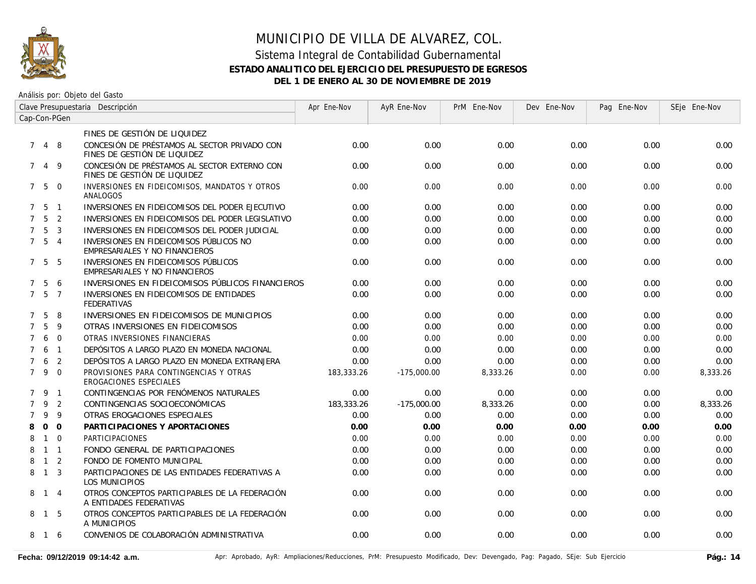# MUNICIPIO DE VILLA DE ALVAREZ, COL.

## Sistema Integral de Contabilidad Gubernamental

### ESTADO ANALITICO DEL EJERCICIO DEL PRESUPUESTO DE EGRESOS

### DEL 1 DE ENERO AL 30 DE NOVIEMBRE DE 2019

Análisis por: Objeto del Gasto

| Clave Presupuestaria Cap-Con-PGen | Descripción | Apr Ene-Nov | AyR Ene-Nov | PrM Ene-Nov | Dev Ene-Nov | Pag Ene-Nov | SEje Ene-Nov |
|---|---|---|---|---|---|---|---|
| | FINES DE GESTIÓN DE LIQUIDEZ | | | | | | |
| 7 4 8 | CONCESIÓN DE PRÉSTAMOS AL SECTOR PRIVADO CON FINES DE GESTIÓN DE LIQUIDEZ | 0.00 | 0.00 | 0.00 | 0.00 | 0.00 | 0.00 |
| 7 4 9 | CONCESIÓN DE PRÉSTAMOS AL SECTOR EXTERNO CON FINES DE GESTIÓN DE LIQUIDEZ | 0.00 | 0.00 | 0.00 | 0.00 | 0.00 | 0.00 |
| 7 5 0 | INVERSIONES EN FIDEICOMISOS, MANDATOS Y OTROS ANALOGOS | 0.00 | 0.00 | 0.00 | 0.00 | 0.00 | 0.00 |
| 7 5 1 | INVERSIONES EN FIDEICOMISOS DEL PODER EJECUTIVO | 0.00 | 0.00 | 0.00 | 0.00 | 0.00 | 0.00 |
| 7 5 2 | INVERSIONES EN FIDEICOMISOS DEL PODER LEGISLATIVO | 0.00 | 0.00 | 0.00 | 0.00 | 0.00 | 0.00 |
| 7 5 3 | INVERSIONES EN FIDEICOMISOS DEL PODER JUDICIAL | 0.00 | 0.00 | 0.00 | 0.00 | 0.00 | 0.00 |
| 7 5 4 | INVERSIONES EN FIDEICOMISOS PÚBLICOS NO EMPRESARIALES Y NO FINANCIEROS | 0.00 | 0.00 | 0.00 | 0.00 | 0.00 | 0.00 |
| 7 5 5 | INVERSIONES EN FIDEICOMISOS PÚBLICOS EMPRESARIALES Y NO FINANCIEROS | 0.00 | 0.00 | 0.00 | 0.00 | 0.00 | 0.00 |
| 7 5 6 | INVERSIONES EN FIDEICOMISOS PÚBLICOS FINANCIEROS | 0.00 | 0.00 | 0.00 | 0.00 | 0.00 | 0.00 |
| 7 5 7 | INVERSIONES EN FIDEICOMISOS DE ENTIDADES FEDERATIVAS | 0.00 | 0.00 | 0.00 | 0.00 | 0.00 | 0.00 |
| 7 5 8 | INVERSIONES EN FIDEICOMISOS DE MUNICIPIOS | 0.00 | 0.00 | 0.00 | 0.00 | 0.00 | 0.00 |
| 7 5 9 | OTRAS INVERSIONES EN FIDEICOMISOS | 0.00 | 0.00 | 0.00 | 0.00 | 0.00 | 0.00 |
| 7 6 0 | OTRAS INVERSIONES FINANCIERAS | 0.00 | 0.00 | 0.00 | 0.00 | 0.00 | 0.00 |
| 7 6 1 | DEPÓSITOS A LARGO PLAZO EN MONEDA NACIONAL | 0.00 | 0.00 | 0.00 | 0.00 | 0.00 | 0.00 |
| 7 6 2 | DEPÓSITOS A LARGO PLAZO EN MONEDA EXTRANJERA | 0.00 | 0.00 | 0.00 | 0.00 | 0.00 | 0.00 |
| 7 9 0 | PROVISIONES PARA CONTINGENCIAS Y OTRAS EROGACIONES ESPECIALES | 183,333.26 | -175,000.00 | 8,333.26 | 0.00 | 0.00 | 8,333.26 |
| 7 9 1 | CONTINGENCIAS POR FENÓMENOS NATURALES | 0.00 | 0.00 | 0.00 | 0.00 | 0.00 | 0.00 |
| 7 9 2 | CONTINGENCIAS SOCIOECONÓMICAS | 183,333.26 | -175,000.00 | 8,333.26 | 0.00 | 0.00 | 8,333.26 |
| 7 9 9 | OTRAS EROGACIONES ESPECIALES | 0.00 | 0.00 | 0.00 | 0.00 | 0.00 | 0.00 |
| **8 0 0** | **PARTICIPACIONES Y APORTACIONES** | **0.00** | **0.00** | **0.00** | **0.00** | **0.00** | **0.00** |
| 8 1 0 | PARTICIPACIONES | 0.00 | 0.00 | 0.00 | 0.00 | 0.00 | 0.00 |
| 8 1 1 | FONDO GENERAL DE PARTICIPACIONES | 0.00 | 0.00 | 0.00 | 0.00 | 0.00 | 0.00 |
| 8 1 2 | FONDO DE FOMENTO MUNICIPAL | 0.00 | 0.00 | 0.00 | 0.00 | 0.00 | 0.00 |
| 8 1 3 | PARTICIPACIONES DE LAS ENTIDADES FEDERATIVAS A LOS MUNICIPIOS | 0.00 | 0.00 | 0.00 | 0.00 | 0.00 | 0.00 |
| 8 1 4 | OTROS CONCEPTOS PARTICIPABLES DE LA FEDERACIÓN A ENTIDADES FEDERATIVAS | 0.00 | 0.00 | 0.00 | 0.00 | 0.00 | 0.00 |
| 8 1 5 | OTROS CONCEPTOS PARTICIPABLES DE LA FEDERACIÓN A MUNICIPIOS | 0.00 | 0.00 | 0.00 | 0.00 | 0.00 | 0.00 |
| 8 1 6 | CONVENIOS DE COLABORACIÓN ADMINISTRATIVA | 0.00 | 0.00 | 0.00 | 0.00 | 0.00 | 0.00 |

**Fecha: 09/12/2019 09:14:42 a.m.** Apr: Aprobado, AyR: Ampliaciones/Reducciones, PrM: Presupuesto Modificado, Dev: Devengado, Pag: Pagado, SEje: Sub Ejercicio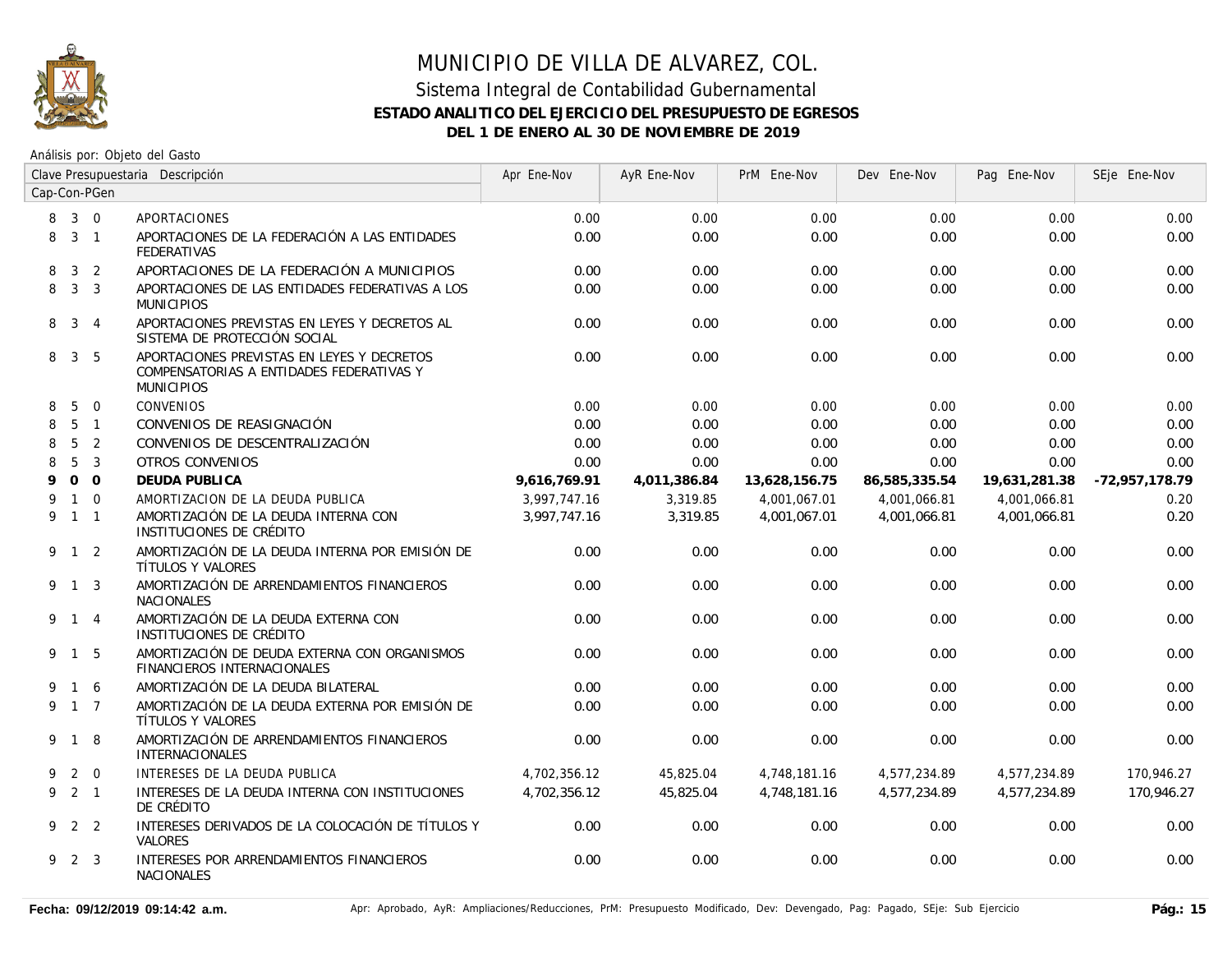# MUNICIPIO DE VILLA DE ALVAREZ, COL.

## Sistema Integral de Contabilidad Gubernamental

### ESTADO ANALITICO DEL EJERCICIO DEL PRESUPUESTO DE EGRESOS

### DEL 1 DE ENERO AL 30 DE NOVIEMBRE DE 2019

Análisis por: Objeto del Gasto

| Clave Presupuestaria Cap-Con-PGen | Descripción | Apr Ene-Nov | AyR Ene-Nov | PrM Ene-Nov | Dev Ene-Nov | Pag Ene-Nov | SEje Ene-Nov |
|---|---|---|---|---|---|---|---|
| 8 3 0 | APORTACIONES | 0.00 | 0.00 | 0.00 | 0.00 | 0.00 | 0.00 |
| 8 3 1 | APORTACIONES DE LA FEDERACIÓN A LAS ENTIDADES FEDERATIVAS | 0.00 | 0.00 | 0.00 | 0.00 | 0.00 | 0.00 |
| 8 3 2 | APORTACIONES DE LA FEDERACIÓN A MUNICIPIOS | 0.00 | 0.00 | 0.00 | 0.00 | 0.00 | 0.00 |
| 8 3 3 | APORTACIONES DE LAS ENTIDADES FEDERATIVAS A LOS MUNICIPIOS | 0.00 | 0.00 | 0.00 | 0.00 | 0.00 | 0.00 |
| 8 3 4 | APORTACIONES PREVISTAS EN LEYES Y DECRETOS AL SISTEMA DE PROTECCIÓN SOCIAL | 0.00 | 0.00 | 0.00 | 0.00 | 0.00 | 0.00 |
| 8 3 5 | APORTACIONES PREVISTAS EN LEYES Y DECRETOS COMPENSATORIAS A ENTIDADES FEDERATIVAS Y MUNICIPIOS | 0.00 | 0.00 | 0.00 | 0.00 | 0.00 | 0.00 |
| 8 5 0 | CONVENIOS | 0.00 | 0.00 | 0.00 | 0.00 | 0.00 | 0.00 |
| 8 5 1 | CONVENIOS DE REASIGNACIÓN | 0.00 | 0.00 | 0.00 | 0.00 | 0.00 | 0.00 |
| 8 5 2 | CONVENIOS DE DESCENTRALIZACIÓN | 0.00 | 0.00 | 0.00 | 0.00 | 0.00 | 0.00 |
| 8 5 3 | OTROS CONVENIOS | 0.00 | 0.00 | 0.00 | 0.00 | 0.00 | 0.00 |
| **9 0 0** | **DEUDA PUBLICA** | **9,616,769.91** | **4,011,386.84** | **13,628,156.75** | **86,585,335.54** | **19,631,281.38** | **-72,957,178.79** |
| 9 1 0 | AMORTIZACION DE LA DEUDA PUBLICA | 3,997,747.16 | 3,319.85 | 4,001,067.01 | 4,001,066.81 | 4,001,066.81 | 0.20 |
| 9 1 1 | AMORTIZACIÓN DE LA DEUDA INTERNA CON INSTITUCIONES DE CRÉDITO | 3,997,747.16 | 3,319.85 | 4,001,067.01 | 4,001,066.81 | 4,001,066.81 | 0.20 |
| 9 1 2 | AMORTIZACIÓN DE LA DEUDA INTERNA POR EMISIÓN DE TÍTULOS Y VALORES | 0.00 | 0.00 | 0.00 | 0.00 | 0.00 | 0.00 |
| 9 1 3 | AMORTIZACIÓN DE ARRENDAMIENTOS FINANCIEROS NACIONALES | 0.00 | 0.00 | 0.00 | 0.00 | 0.00 | 0.00 |
| 9 1 4 | AMORTIZACIÓN DE LA DEUDA EXTERNA CON INSTITUCIONES DE CRÉDITO | 0.00 | 0.00 | 0.00 | 0.00 | 0.00 | 0.00 |
| 9 1 5 | AMORTIZACIÓN DE DEUDA EXTERNA CON ORGANISMOS FINANCIEROS INTERNACIONALES | 0.00 | 0.00 | 0.00 | 0.00 | 0.00 | 0.00 |
| 9 1 6 | AMORTIZACIÓN DE LA DEUDA BILATERAL | 0.00 | 0.00 | 0.00 | 0.00 | 0.00 | 0.00 |
| 9 1 7 | AMORTIZACIÓN DE LA DEUDA EXTERNA POR EMISIÓN DE TÍTULOS Y VALORES | 0.00 | 0.00 | 0.00 | 0.00 | 0.00 | 0.00 |
| 9 1 8 | AMORTIZACIÓN DE ARRENDAMIENTOS FINANCIEROS INTERNACIONALES | 0.00 | 0.00 | 0.00 | 0.00 | 0.00 | 0.00 |
| 9 2 0 | INTERESES DE LA DEUDA PUBLICA | 4,702,356.12 | 45,825.04 | 4,748,181.16 | 4,577,234.89 | 4,577,234.89 | 170,946.27 |
| 9 2 1 | INTERESES DE LA DEUDA INTERNA CON INSTITUCIONES DE CRÉDITO | 4,702,356.12 | 45,825.04 | 4,748,181.16 | 4,577,234.89 | 4,577,234.89 | 170,946.27 |
| 9 2 2 | INTERESES DERIVADOS DE LA COLOCACIÓN DE TÍTULOS Y VALORES | 0.00 | 0.00 | 0.00 | 0.00 | 0.00 | 0.00 |
| 9 2 3 | INTERESES POR ARRENDAMIENTOS FINANCIEROS NACIONALES | 0.00 | 0.00 | 0.00 | 0.00 | 0.00 | 0.00 |

Fecha: 09/12/2019 09:14:42 a.m. — Apr: Aprobado, AyR: Ampliaciones/Reducciones, PrM: Presupuesto Modificado, Dev: Devengado, Pag: Pagado, SEje: Sub Ejercicio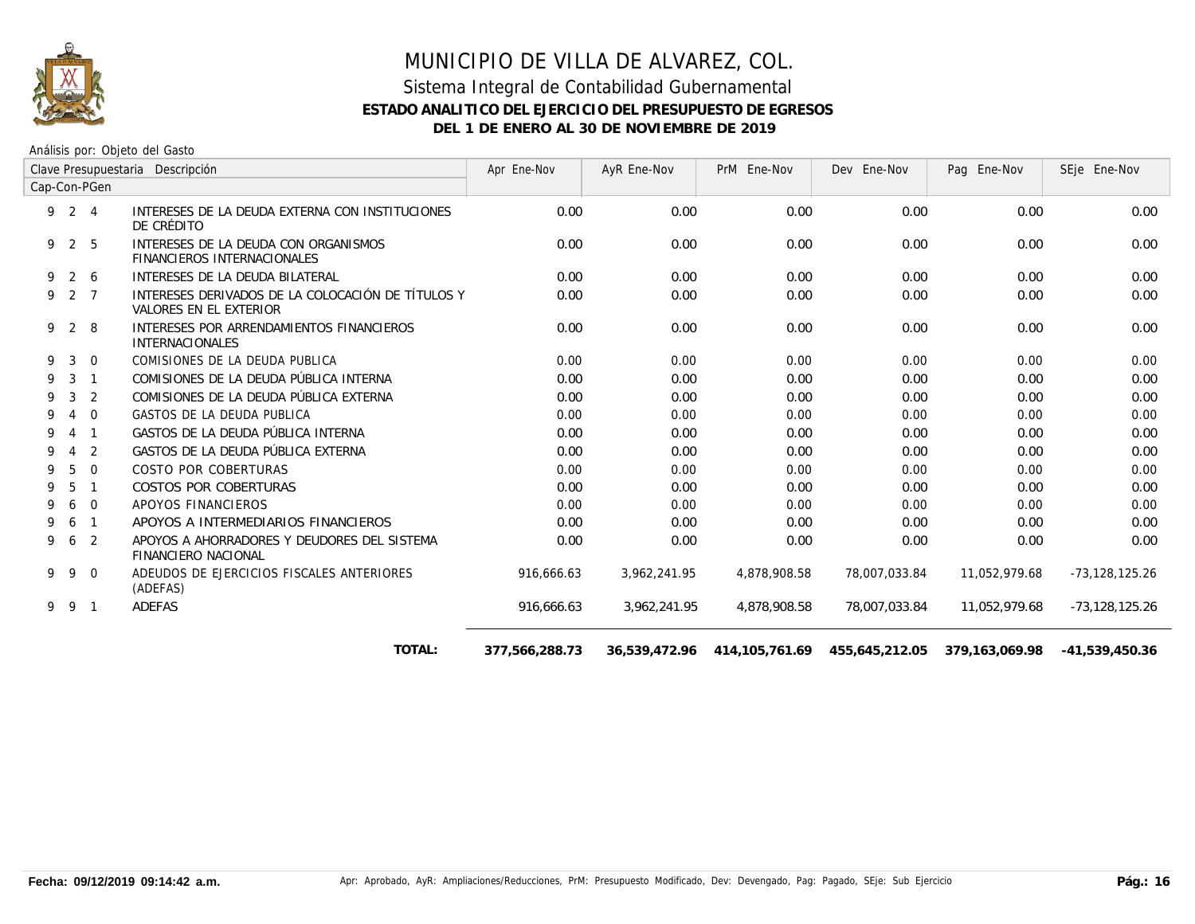# MUNICIPIO DE VILLA DE ALVAREZ, COL.

## Sistema Integral de Contabilidad Gubernamental

### ESTADO ANALITICO DEL EJERCICIO DEL PRESUPUESTO DE EGRESOS

### DEL 1 DE ENERO AL 30 DE NOVIEMBRE DE 2019

Análisis por: Objeto del Gasto

| Clave Presupuestaria Cap-Con-PGen | Descripción | Apr Ene-Nov | AyR Ene-Nov | PrM Ene-Nov | Dev Ene-Nov | Pag Ene-Nov | SEje Ene-Nov |
|---|---|---|---|---|---|---|---|
| 9 2 4 | INTERESES DE LA DEUDA EXTERNA CON INSTITUCIONES DE CRÉDITO | 0.00 | 0.00 | 0.00 | 0.00 | 0.00 | 0.00 |
| 9 2 5 | INTERESES DE LA DEUDA CON ORGANISMOS FINANCIEROS INTERNACIONALES | 0.00 | 0.00 | 0.00 | 0.00 | 0.00 | 0.00 |
| 9 2 6 | INTERESES DE LA DEUDA BILATERAL | 0.00 | 0.00 | 0.00 | 0.00 | 0.00 | 0.00 |
| 9 2 7 | INTERESES DERIVADOS DE LA COLOCACIÓN DE TÍTULOS Y VALORES EN EL EXTERIOR | 0.00 | 0.00 | 0.00 | 0.00 | 0.00 | 0.00 |
| 9 2 8 | INTERESES POR ARRENDAMIENTOS FINANCIEROS INTERNACIONALES | 0.00 | 0.00 | 0.00 | 0.00 | 0.00 | 0.00 |
| 9 3 0 | COMISIONES DE LA DEUDA PUBLICA | 0.00 | 0.00 | 0.00 | 0.00 | 0.00 | 0.00 |
| 9 3 1 | COMISIONES DE LA DEUDA PÚBLICA INTERNA | 0.00 | 0.00 | 0.00 | 0.00 | 0.00 | 0.00 |
| 9 3 2 | COMISIONES DE LA DEUDA PÚBLICA EXTERNA | 0.00 | 0.00 | 0.00 | 0.00 | 0.00 | 0.00 |
| 9 4 0 | GASTOS DE LA DEUDA PUBLICA | 0.00 | 0.00 | 0.00 | 0.00 | 0.00 | 0.00 |
| 9 4 1 | GASTOS DE LA DEUDA PÚBLICA INTERNA | 0.00 | 0.00 | 0.00 | 0.00 | 0.00 | 0.00 |
| 9 4 2 | GASTOS DE LA DEUDA PÚBLICA EXTERNA | 0.00 | 0.00 | 0.00 | 0.00 | 0.00 | 0.00 |
| 9 5 0 | COSTO POR COBERTURAS | 0.00 | 0.00 | 0.00 | 0.00 | 0.00 | 0.00 |
| 9 5 1 | COSTOS POR COBERTURAS | 0.00 | 0.00 | 0.00 | 0.00 | 0.00 | 0.00 |
| 9 6 0 | APOYOS FINANCIEROS | 0.00 | 0.00 | 0.00 | 0.00 | 0.00 | 0.00 |
| 9 6 1 | APOYOS A INTERMEDIARIOS FINANCIEROS | 0.00 | 0.00 | 0.00 | 0.00 | 0.00 | 0.00 |
| 9 6 2 | APOYOS A AHORRADORES Y DEUDORES DEL SISTEMA FINANCIERO NACIONAL | 0.00 | 0.00 | 0.00 | 0.00 | 0.00 | 0.00 |
| 9 9 0 | ADEUDOS DE EJERCICIOS FISCALES ANTERIORES (ADEFAS) | 916,666.63 | 3,962,241.95 | 4,878,908.58 | 78,007,033.84 | 11,052,979.68 | -73,128,125.26 |
| 9 9 1 | ADEFAS | 916,666.63 | 3,962,241.95 | 4,878,908.58 | 78,007,033.84 | 11,052,979.68 | -73,128,125.26 |
| | **TOTAL:** | **377,566,288.73** | **36,539,472.96** | **414,105,761.69** | **455,645,212.05** | **379,163,069.98** | **-41,539,450.36** |

**Fecha: 09/12/2019 09:14:42 a.m.**

Apr: Aprobado, AyR: Ampliaciones/Reducciones, PrM: Presupuesto Modificado, Dev: Devengado, Pag: Pagado, SEje: Sub Ejercicio